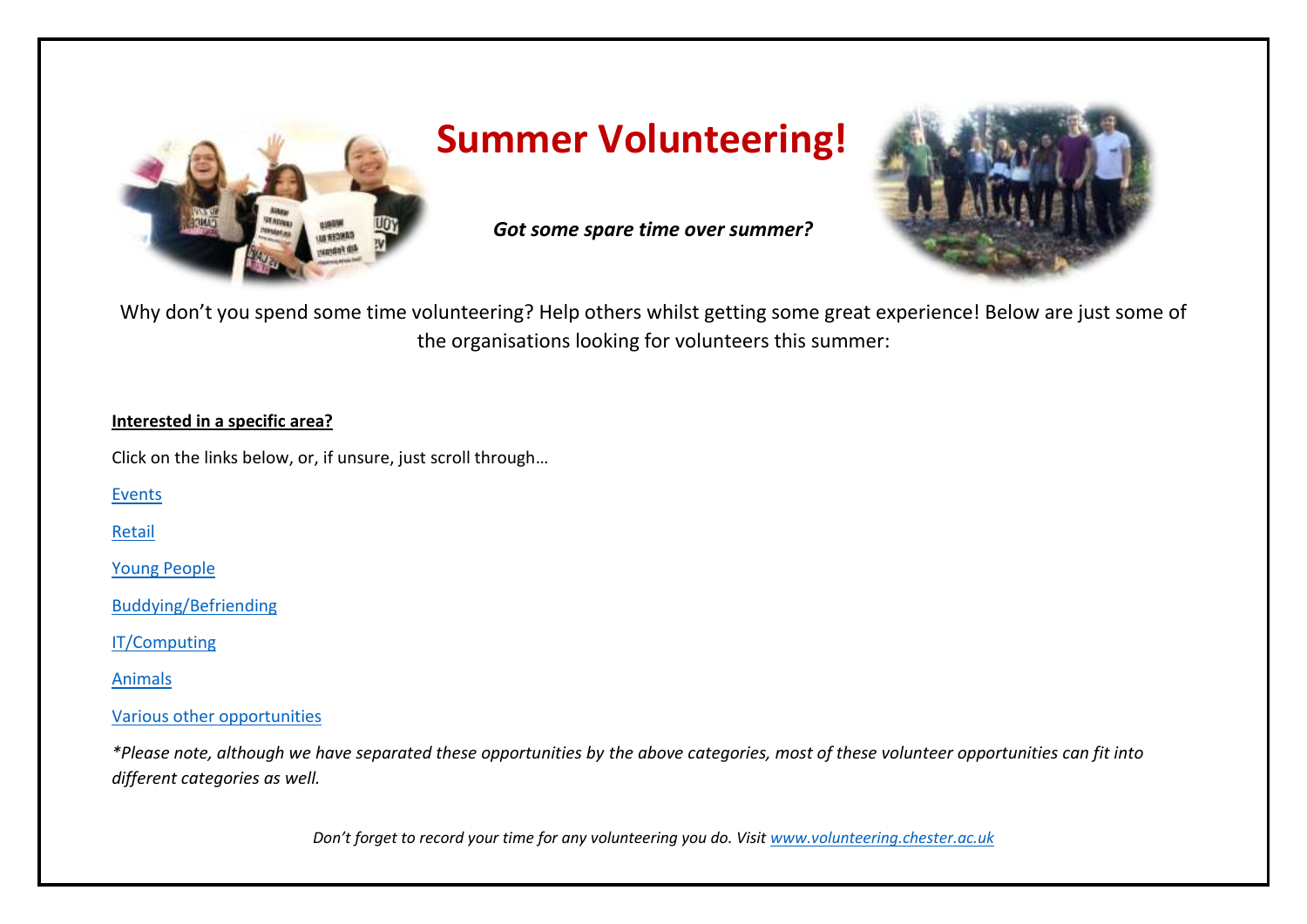# Summary Volunteering!

*Got some spare time over summer?*

Why don't you spend some time volunteering? Help others whilst getting some great experience! Below are just some of the organisations looking for volunteers this summer:

**Interested in a specific area?**

Click on the links below, or, if unsure, just scroll through…

Events

Retail

Young People

Buddying/Befriending

IT/Computing

Animals

Various other opportunities

*\*Please note, although we have separated these opportunities by the above categories, most of these volunteer opportunities can fit into different categories as well.*

*Don't forget to record your time for any volunteering you do. Visit www.volunteering.chester.ac.uk*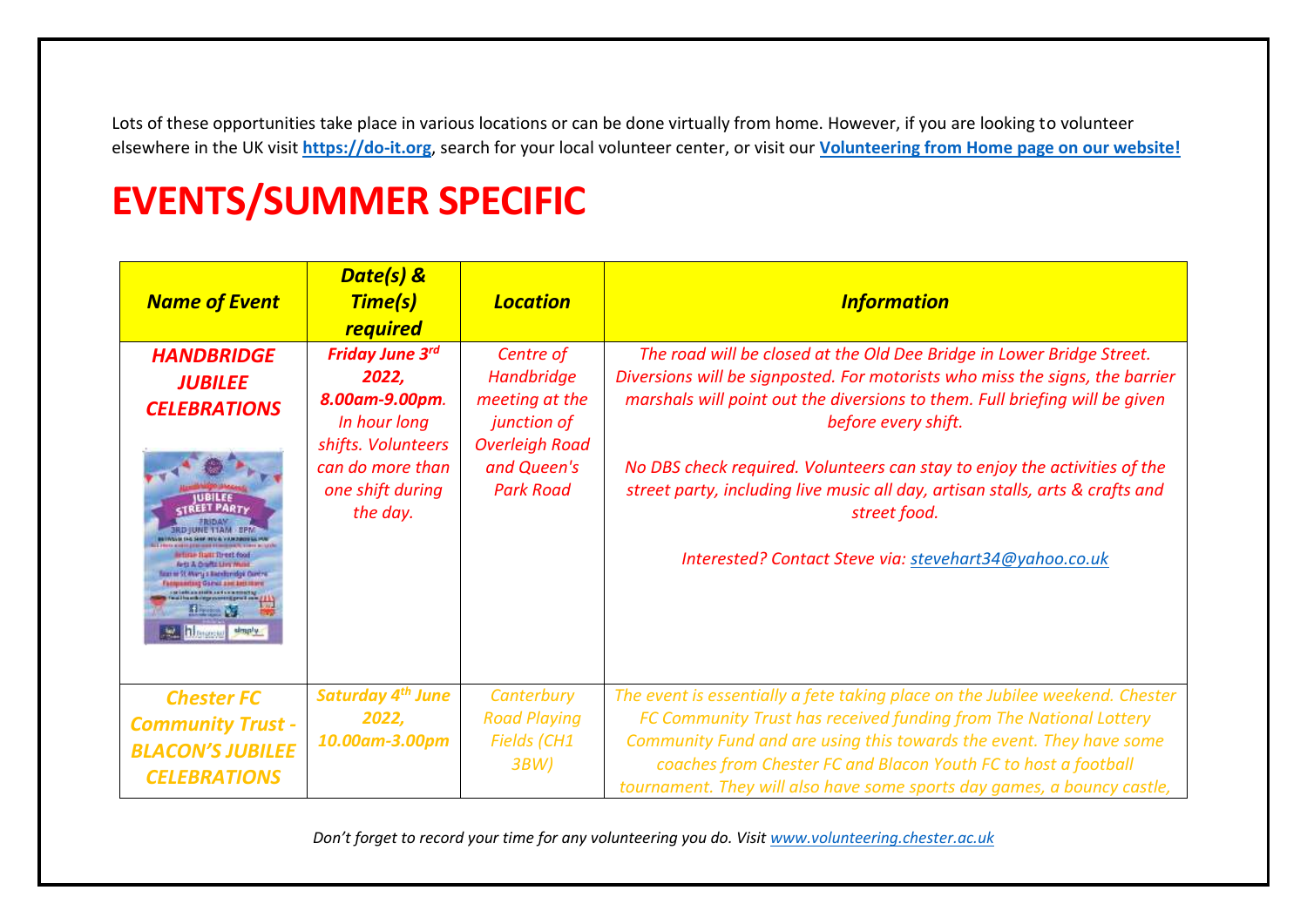Lots of these opportunities take place in various locations or can be done virtually from home. However, if you are looking to volunteer elsewhere in the UK visit **https://do-it.org**, search for your local volunteer center, or visit our **Volunteering from Home page on our website!**

# EVENTS/SUMMER SPECIFIC

| *Name of Event* | *Date(s) & Time(s) required* | *Location* | *Information* |
|---|---|---|---|
| ***HANDBRIDGE JUBILEE CELEBRATIONS*** | ***Friday June 3rd 2022, 8.00am-9.00pm***. *In hour long shifts. Volunteers can do more than one shift during the day.* | *Centre of Handbridge meeting at the junction of Overleigh Road and Queen's Park Road* | *The road will be closed at the Old Dee Bridge in Lower Bridge Street. Diversions will be signposted. For motorists who miss the signs, the barrier marshals will point out the diversions to them. Full briefing will be given before every shift.* <br><br> *No DBS check required. Volunteers can stay to enjoy the activities of the street party, including live music all day, artisan stalls, arts & crafts and street food.* <br><br> *Interested? Contact Steve via: stevehart34@yahoo.co.uk* |
| ***Chester FC Community Trust - BLACON'S JUBILEE CELEBRATIONS*** | ***Saturday 4th June 2022, 10.00am-3.00pm*** | *Canterbury Road Playing Fields (CH1 3BW)* | *The event is essentially a fete taking place on the Jubilee weekend. Chester FC Community Trust has received funding from The National Lottery Community Fund and are using this towards the event. They have some coaches from Chester FC and Blacon Youth FC to host a football tournament. They will also have some sports day games, a bouncy castle,* |

*Don't forget to record your time for any volunteering you do. Visit www.volunteering.chester.ac.uk*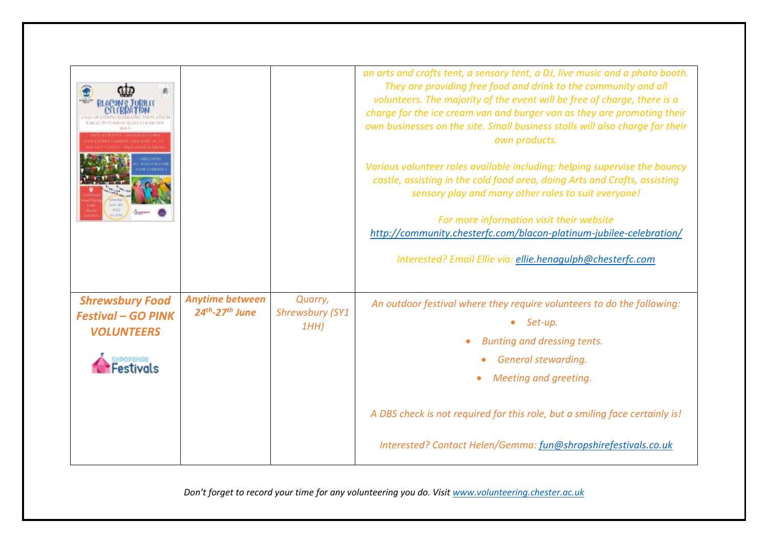| | | | |
|---|---|---|---|
| | | | *an arts and crafts tent, a sensory tent, a DJ, live music and a photo booth. They are providing free food and drink to the community and all volunteers. The majority of the event will be free of charge, there is a charge for the ice cream van and burger van as they are promoting their own businesses on the site. Small business stalls will also charge for their own products.*<br><br>*Various volunteer roles available including; helping supervise the bouncy castle, assisting in the cold food area, doing Arts and Crafts, assisting sensory play and many other roles to suit everyone!*<br><br>*For more information visit their website* *http://community.chesterfc.com/blacon-platinum-jubilee-celebration/*<br><br>*Interested? Email Ellie via: ellie.henagulph@chesterfc.com* |
| ***Shrewsbury Food Festival – GO PINK VOLUNTEERS*** | ***Anytime between 24th-27th June*** | *Quarry, Shrewsbury (SY1 1HH)* | *An outdoor festival where they require volunteers to do the following:*<br>• *Set-up.*<br>• *Bunting and dressing tents.*<br>• *General stewarding.*<br>• *Meeting and greeting.*<br><br>*A DBS check is not required for this role, but a smiling face certainly is!*<br><br>*Interested? Contact Helen/Gemma: fun@shropshirefestivals.co.uk* |

*Don't forget to record your time for any volunteering you do. Visit www.volunteering.chester.ac.uk*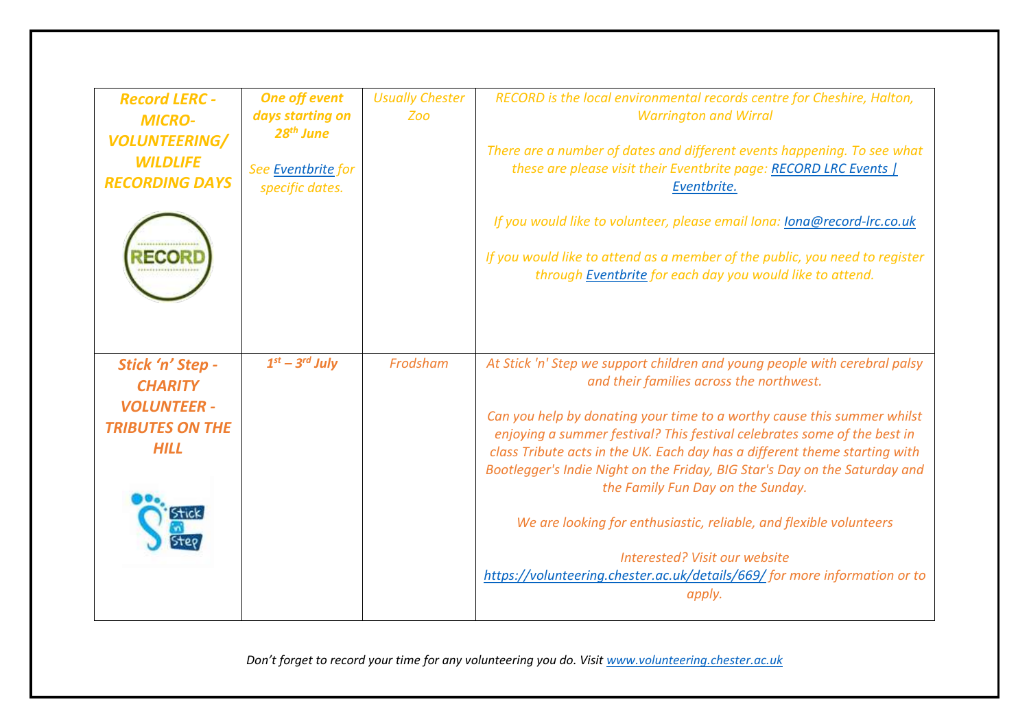| | | | |
|---|---|---|---|
| ***Record LERC - MICRO-VOLUNTEERING/ WILDLIFE RECORDING DAYS*** | ***One off event days starting on 28th June***<br><br>*See Eventbrite for specific dates.* | *Usually Chester Zoo* | *RECORD is the local environmental records centre for Cheshire, Halton, Warrington and Wirral*<br><br>*There are a number of dates and different events happening. To see what these are please visit their Eventbrite page: RECORD LRC Events \| Eventbrite.*<br><br>*If you would like to volunteer, please email Iona: Iona@record-lrc.co.uk*<br><br>*If you would like to attend as a member of the public, you need to register through Eventbrite for each day you would like to attend.* |
| ***Stick 'n' Step - CHARITY VOLUNTEER - TRIBUTES ON THE HILL*** | ***1st – 3rd July*** | *Frodsham* | *At Stick 'n' Step we support children and young people with cerebral palsy and their families across the northwest.*<br><br>*Can you help by donating your time to a worthy cause this summer whilst enjoying a summer festival? This festival celebrates some of the best in class Tribute acts in the UK. Each day has a different theme starting with Bootlegger's Indie Night on the Friday, BIG Star's Day on the Saturday and the Family Fun Day on the Sunday.*<br><br>*We are looking for enthusiastic, reliable, and flexible volunteers*<br><br>*Interested? Visit our website https://volunteering.chester.ac.uk/details/669/ for more information or to apply.* |

*Don't forget to record your time for any volunteering you do. Visit www.volunteering.chester.ac.uk*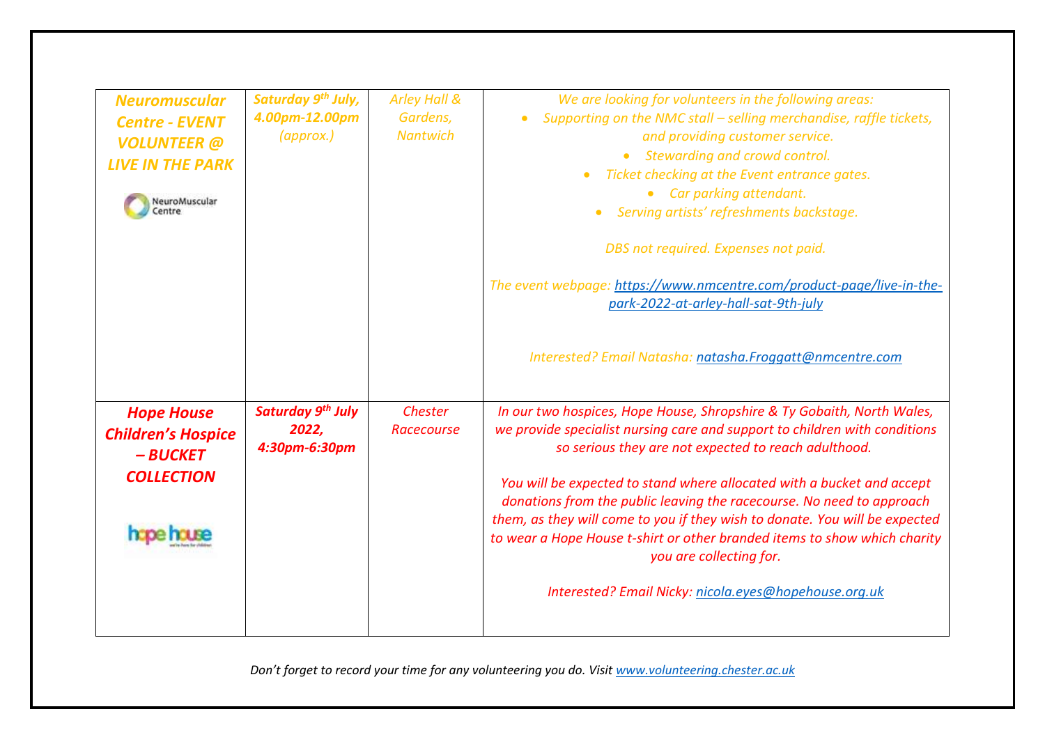| | | | |
|---|---|---|---|
| ***Neuromuscular Centre - EVENT VOLUNTEER @ LIVE IN THE PARK*** NeuroMuscular Centre | ***Saturday 9th July, 4.00pm-12.00pm*** *(approx.)* | *Arley Hall & Gardens, Nantwich* | *We are looking for volunteers in the following areas:* <br>• *Supporting on the NMC stall – selling merchandise, raffle tickets, and providing customer service.* <br>• *Stewarding and crowd control.* <br>• *Ticket checking at the Event entrance gates.* <br>• *Car parking attendant.* <br>• *Serving artists' refreshments backstage.* <br><br>*DBS not required. Expenses not paid.* <br><br>*The event webpage: https://www.nmcentre.com/product-page/live-in-the-park-2022-at-arley-hall-sat-9th-july* <br><br>*Interested? Email Natasha: natasha.Froggatt@nmcentre.com* |
| ***Hope House Children's Hospice – BUCKET COLLECTION*** hope house | ***Saturday 9th July 2022, 4:30pm-6:30pm*** | *Chester Racecourse* | *In our two hospices, Hope House, Shropshire & Ty Gobaith, North Wales, we provide specialist nursing care and support to children with conditions so serious they are not expected to reach adulthood.* <br><br>*You will be expected to stand where allocated with a bucket and accept donations from the public leaving the racecourse. No need to approach them, as they will come to you if they wish to donate. You will be expected to wear a Hope House t-shirt or other branded items to show which charity you are collecting for.* <br><br>*Interested? Email Nicky: nicola.eyes@hopehouse.org.uk* |

*Don't forget to record your time for any volunteering you do. Visit www.volunteering.chester.ac.uk*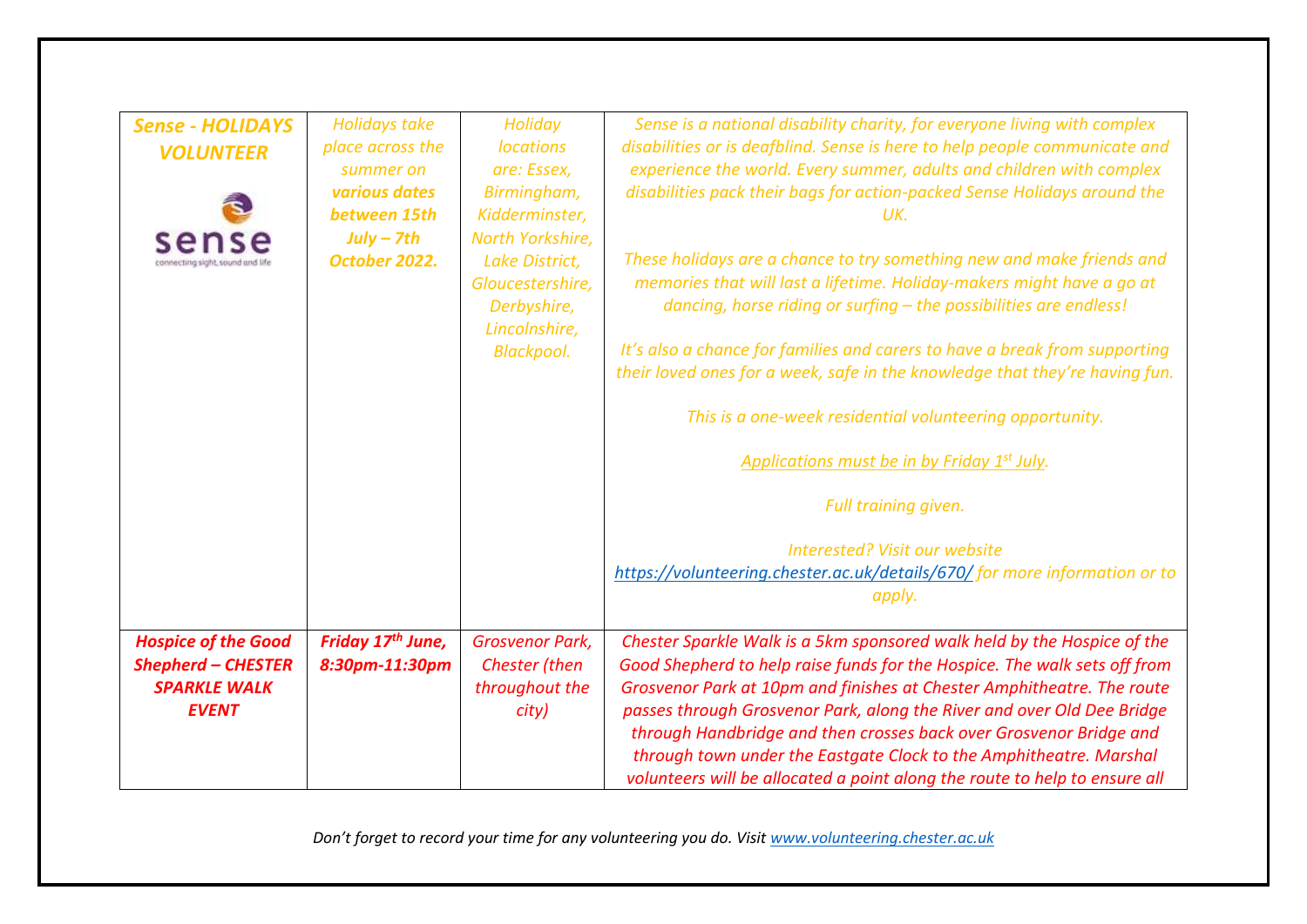| | | | |
|---|---|---|---|
| ***Sense - HOLIDAYS VOLUNTEER*** | *Holidays take place across the summer on **various dates between 15th July – 7th October 2022.*** | *Holiday locations are: Essex, Birmingham, Kidderminster, North Yorkshire, Lake District, Gloucestershire, Derbyshire, Lincolnshire, Blackpool.* | *Sense is a national disability charity, for everyone living with complex disabilities or is deafblind. Sense is here to help people communicate and experience the world. Every summer, adults and children with complex disabilities pack their bags for action-packed Sense Holidays around the UK.*<br><br>*These holidays are a chance to try something new and make friends and memories that will last a lifetime. Holiday-makers might have a go at dancing, horse riding or surfing – the possibilities are endless!*<br><br>*It's also a chance for families and carers to have a break from supporting their loved ones for a week, safe in the knowledge that they're having fun.*<br><br>*This is a one-week residential volunteering opportunity.*<br><br>*Applications must be in by Friday 1st July.*<br><br>*Full training given.*<br><br>*Interested? Visit our website https://volunteering.chester.ac.uk/details/670/ for more information or to apply.* |
| ***Hospice of the Good Shepherd – CHESTER SPARKLE WALK EVENT*** | ***Friday 17th June, 8:30pm-11:30pm*** | *Grosvenor Park, Chester (then throughout the city)* | *Chester Sparkle Walk is a 5km sponsored walk held by the Hospice of the Good Shepherd to help raise funds for the Hospice. The walk sets off from Grosvenor Park at 10pm and finishes at Chester Amphitheatre. The route passes through Grosvenor Park, along the River and over Old Dee Bridge through Handbridge and then crosses back over Grosvenor Bridge and through town under the Eastgate Clock to the Amphitheatre. Marshal volunteers will be allocated a point along the route to help to ensure all* |

*Don't forget to record your time for any volunteering you do. Visit www.volunteering.chester.ac.uk*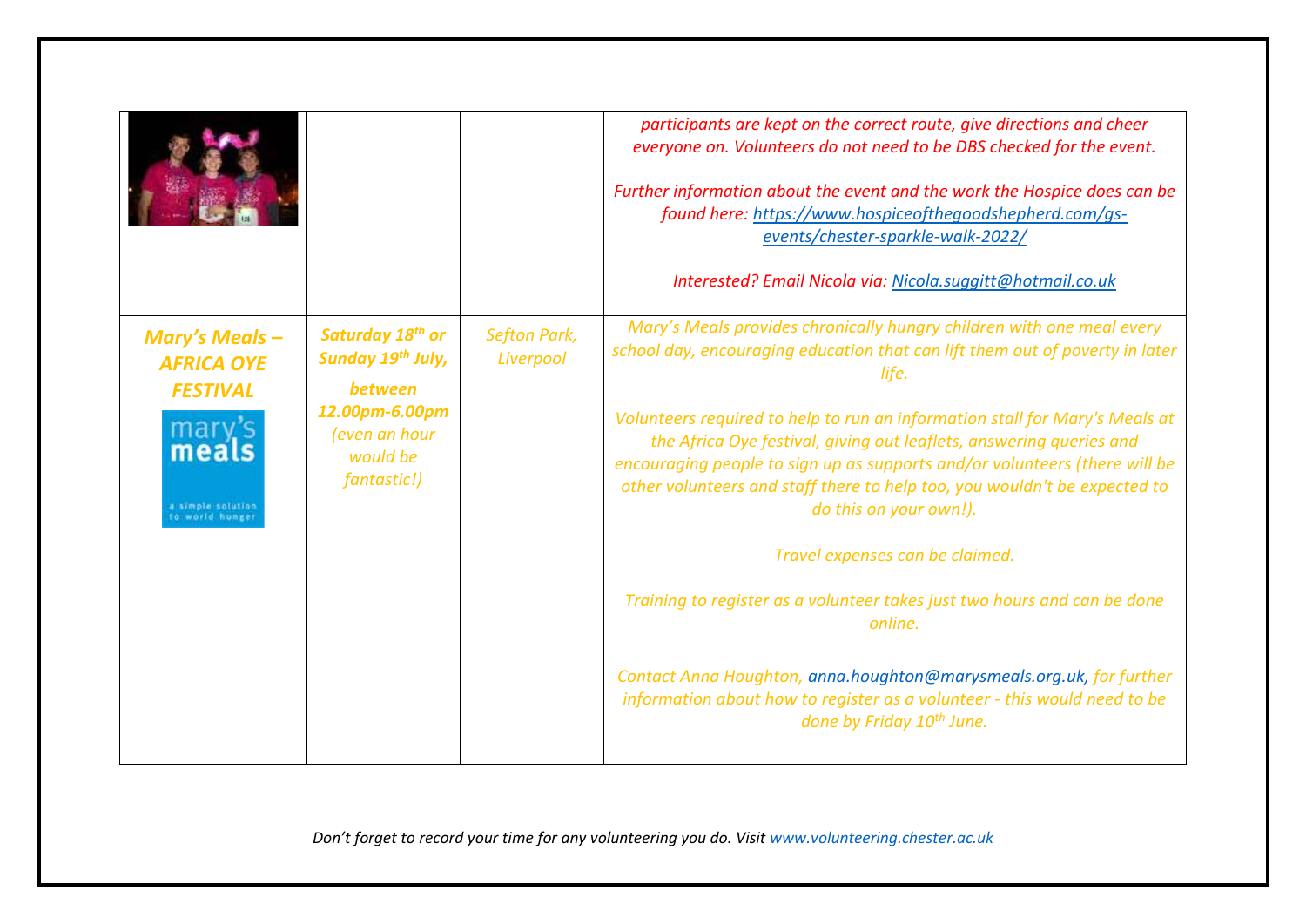| | | | |
|---|---|---|---|
| | | | *participants are kept on the correct route, give directions and cheer everyone on. Volunteers do not need to be DBS checked for the event.*<br><br>*Further information about the event and the work the Hospice does can be found here: https://www.hospiceofthegoodshepherd.com/gs-events/chester-sparkle-walk-2022/*<br><br>*Interested? Email Nicola via: Nicola.suggitt@hotmail.co.uk* |
| ***Mary's Meals – AFRICA OYE FESTIVAL*** | ***Saturday 18th or Sunday 19th July, between 12.00pm-6.00pm*** *(even an hour would be fantastic!)* | *Sefton Park, Liverpool* | *Mary's Meals provides chronically hungry children with one meal every school day, encouraging education that can lift them out of poverty in later life.*<br><br>*Volunteers required to help to run an information stall for Mary's Meals at the Africa Oye festival, giving out leaflets, answering queries and encouraging people to sign up as supports and/or volunteers (there will be other volunteers and staff there to help too, you wouldn't be expected to do this on your own!).*<br><br>*Travel expenses can be claimed.*<br><br>*Training to register as a volunteer takes just two hours and can be done online.*<br><br>*Contact Anna Houghton, anna.houghton@marysmeals.org.uk, for further information about how to register as a volunteer - this would need to be done by Friday 10th June.* |

*Don't forget to record your time for any volunteering you do. Visit www.volunteering.chester.ac.uk*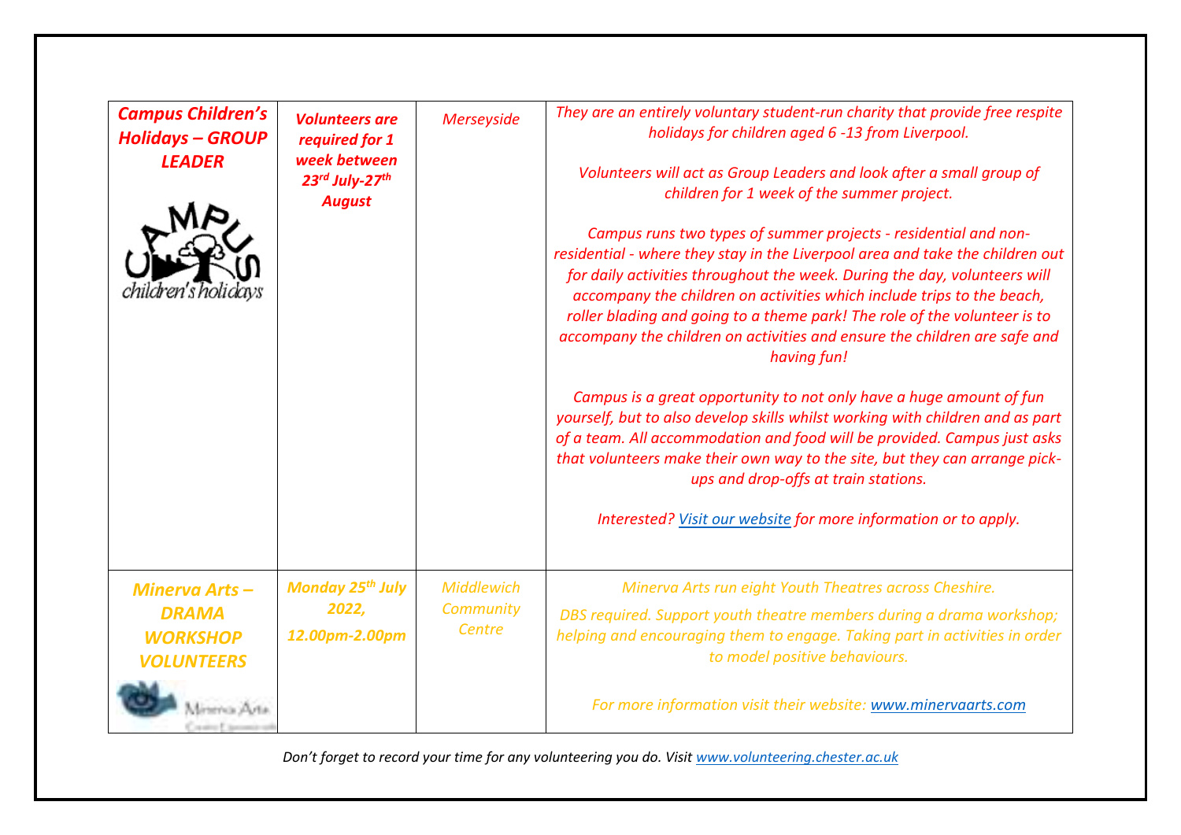| | | | |
|---|---|---|---|
| ***Campus Children's Holidays – GROUP LEADER*** | ***Volunteers are required for 1 week between 23rd July-27th August*** | *Merseyside* | *They are an entirely voluntary student-run charity that provide free respite holidays for children aged 6 -13 from Liverpool.*<br><br>*Volunteers will act as Group Leaders and look after a small group of children for 1 week of the summer project.*<br><br>*Campus runs two types of summer projects - residential and non-residential - where they stay in the Liverpool area and take the children out for daily activities throughout the week. During the day, volunteers will accompany the children on activities which include trips to the beach, roller blading and going to a theme park! The role of the volunteer is to accompany the children on activities and ensure the children are safe and having fun!*<br><br>*Campus is a great opportunity to not only have a huge amount of fun yourself, but to also develop skills whilst working with children and as part of a team. All accommodation and food will be provided. Campus just asks that volunteers make their own way to the site, but they can arrange pick-ups and drop-offs at train stations.*<br><br>*Interested? Visit our website for more information or to apply.* |
| ***Minerva Arts – DRAMA WORKSHOP VOLUNTEERS*** | ***Monday 25th July 2022, 12.00pm-2.00pm*** | *Middlewich Community Centre* | *Minerva Arts run eight Youth Theatres across Cheshire.*<br><br>*DBS required. Support youth theatre members during a drama workshop; helping and encouraging them to engage. Taking part in activities in order to model positive behaviours.*<br><br>*For more information visit their website: www.minervaarts.com* |

*Don't forget to record your time for any volunteering you do. Visit www.volunteering.chester.ac.uk*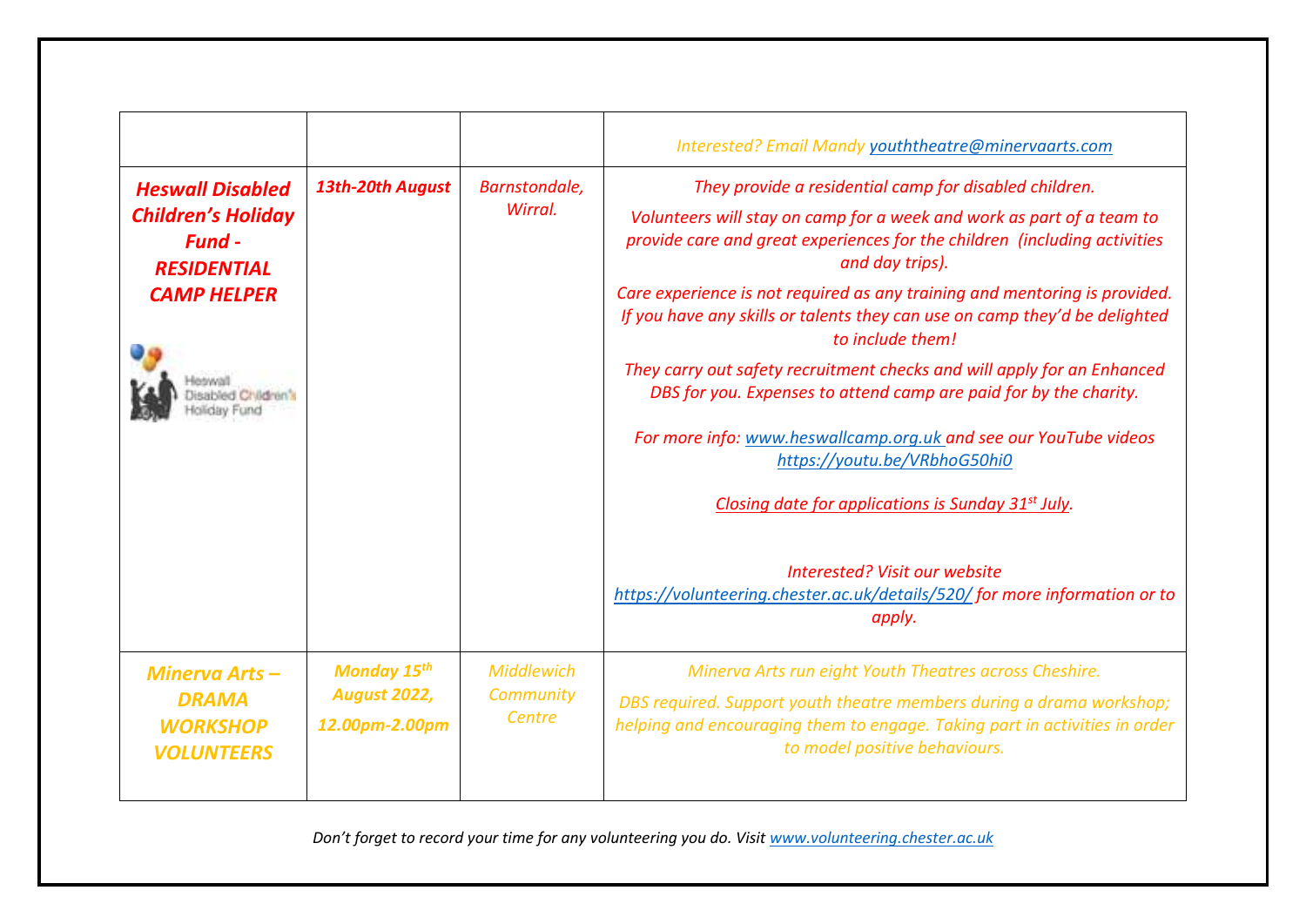| | | | |
|---|---|---|---|
| | | | *Interested? Email Mandy [youththeatre@minervaarts.com](mailto:youththeatre@minervaarts.com)* |
| ***Heswall Disabled Children's Holiday Fund - RESIDENTIAL CAMP HELPER*** Heswall Disabled Children's Holiday Fund | ***13th-20th August*** | *Barnstondale, Wirral.* | *They provide a residential camp for disabled children.* *Volunteers will stay on camp for a week and work as part of a team to provide care and great experiences for the children (including activities and day trips).* *Care experience is not required as any training and mentoring is provided. If you have any skills or talents they can use on camp they'd be delighted to include them!* *They carry out safety recruitment checks and will apply for an Enhanced DBS for you. Expenses to attend camp are paid for by the charity.* *For more info: [www.heswallcamp.org.uk](http://www.heswallcamp.org.uk) and see our YouTube videos [https://youtu.be/VRbhoG50hi0](https://youtu.be/VRbhoG50hi0)* *Closing date for applications is Sunday 31st July.* *Interested? Visit our website [https://volunteering.chester.ac.uk/details/520/](https://volunteering.chester.ac.uk/details/520/) for more information or to apply.* |
| ***Minerva Arts – DRAMA WORKSHOP VOLUNTEERS*** | ***Monday 15th August 2022, 12.00pm-2.00pm*** | *Middlewich Community Centre* | *Minerva Arts run eight Youth Theatres across Cheshire.* *DBS required. Support youth theatre members during a drama workshop; helping and encouraging them to engage. Taking part in activities in order to model positive behaviours.* |

*Don't forget to record your time for any volunteering you do. Visit [www.volunteering.chester.ac.uk](http://www.volunteering.chester.ac.uk)*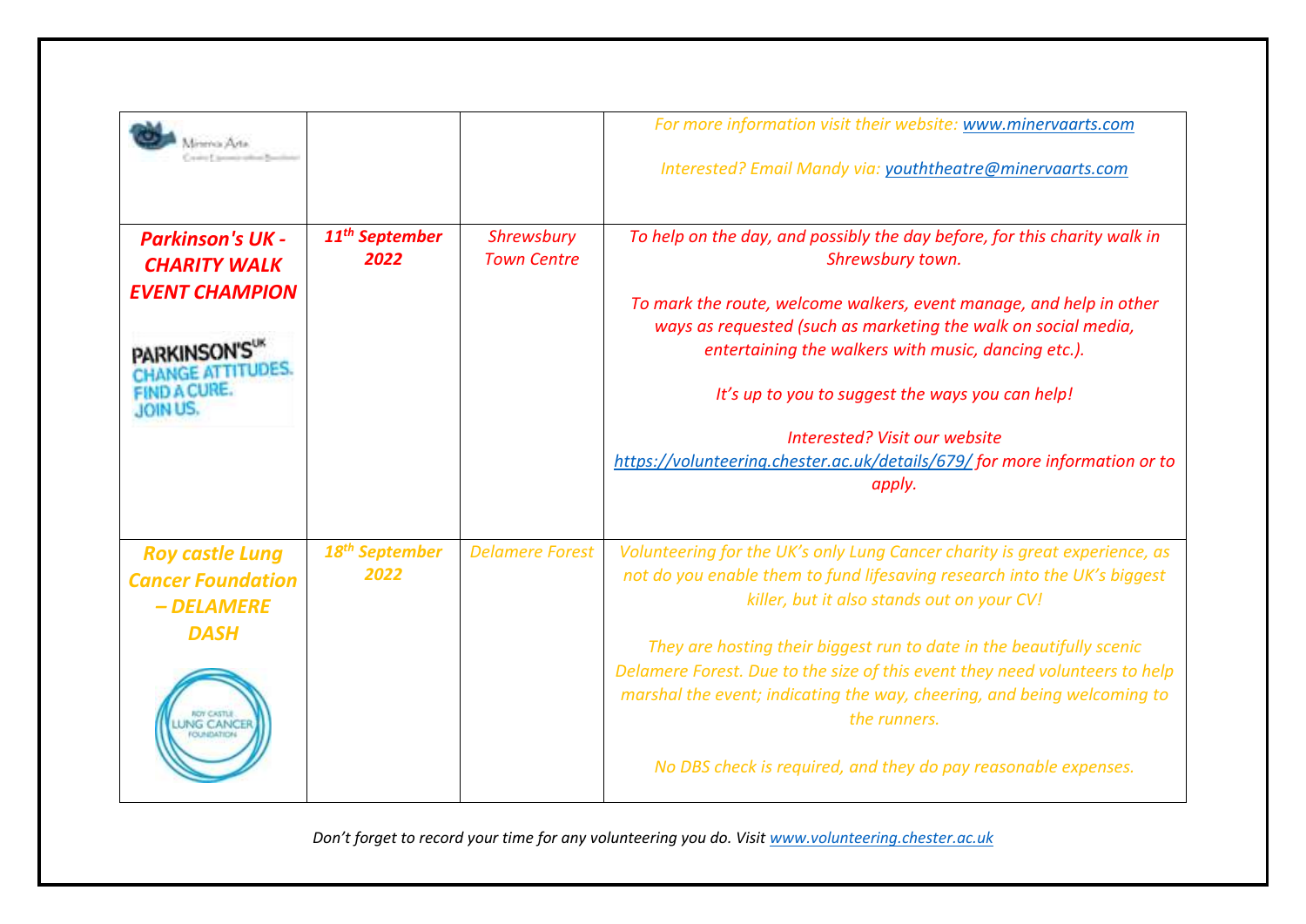| | | | |
|---|---|---|---|
| Minerva Arts | | | *For more information visit their website: [www.minervaarts.com](http://www.minervaarts.com)*<br><br>*Interested? Email Mandy via: [youththeatre@minervaarts.com](mailto:youththeatre@minervaarts.com)* |
| ***Parkinson's UK - CHARITY WALK EVENT CHAMPION***<br><br>PARKINSON'S UK CHANGE ATTITUDES. FIND A CURE. JOIN US. | ***11th September 2022*** | *Shrewsbury Town Centre* | *To help on the day, and possibly the day before, for this charity walk in Shrewsbury town.*<br><br>*To mark the route, welcome walkers, event manage, and help in other ways as requested (such as marketing the walk on social media, entertaining the walkers with music, dancing etc.).*<br><br>*It's up to you to suggest the ways you can help!*<br><br>*Interested? Visit our website [https://volunteering.chester.ac.uk/details/679/](https://volunteering.chester.ac.uk/details/679/) for more information or to apply.* |
| ***Roy castle Lung Cancer Foundation – DELAMERE DASH***<br><br>ROY CASTLE LUNG CANCER FOUNDATION | ***18th September 2022*** | *Delamere Forest* | *Volunteering for the UK's only Lung Cancer charity is great experience, as not do you enable them to fund lifesaving research into the UK's biggest killer, but it also stands out on your CV!*<br><br>*They are hosting their biggest run to date in the beautifully scenic Delamere Forest. Due to the size of this event they need volunteers to help marshal the event; indicating the way, cheering, and being welcoming to the runners.*<br><br>*No DBS check is required, and they do pay reasonable expenses.* |

*Don't forget to record your time for any volunteering you do. Visit [www.volunteering.chester.ac.uk](http://www.volunteering.chester.ac.uk)*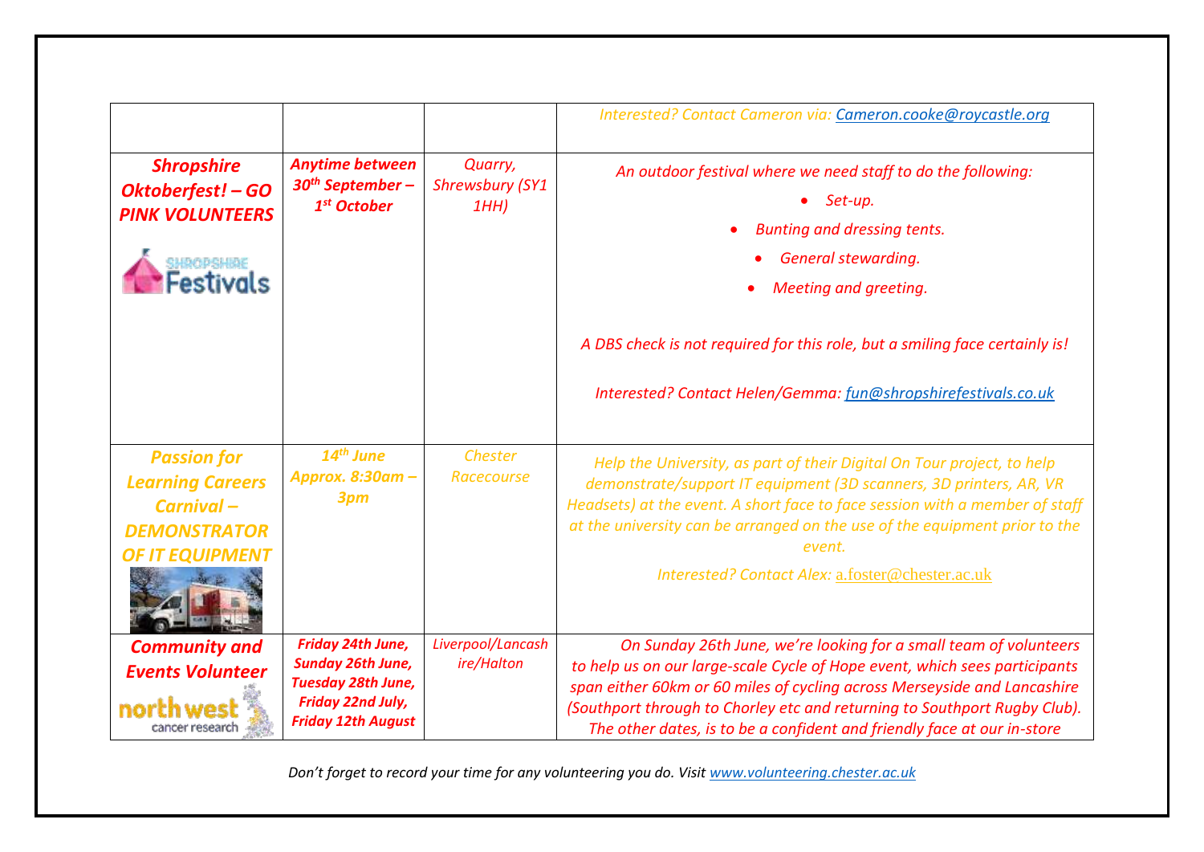| | | | |
|---|---|---|---|
| | | | *Interested? Contact Cameron via: [Cameron.cooke@roycastle.org](mailto:Cameron.cooke@roycastle.org)* |
| ***Shropshire Oktoberfest! – GO PINK VOLUNTEERS*** | ***Anytime between 30th September – 1st October*** | *Quarry, Shrewsbury (SY1 1HH)* | *An outdoor festival where we need staff to do the following:* <br>• *Set-up.* <br>• *Bunting and dressing tents.* <br>• *General stewarding.* <br>• *Meeting and greeting.* <br><br>*A DBS check is not required for this role, but a smiling face certainly is!* <br><br>*Interested? Contact Helen/Gemma: [fun@shropshirefestivals.co.uk](mailto:fun@shropshirefestivals.co.uk)* |
| ***Passion for Learning Careers Carnival – DEMONSTRATOR OF IT EQUIPMENT*** | ***14th June Approx. 8:30am – 3pm*** | *Chester Racecourse* | *Help the University, as part of their Digital On Tour project, to help demonstrate/support IT equipment (3D scanners, 3D printers, AR, VR Headsets) at the event. A short face to face session with a member of staff at the university can be arranged on the use of the equipment prior to the event.* <br><br>*Interested? Contact Alex:* [a.foster@chester.ac.uk](mailto:a.foster@chester.ac.uk) |
| ***Community and Events Volunteer*** | ***Friday 24th June, Sunday 26th June, Tuesday 28th June, Friday 22nd July, Friday 12th August*** | *Liverpool/Lancashire/Halton* | *On Sunday 26th June, we're looking for a small team of volunteers to help us on our large-scale Cycle of Hope event, which sees participants span either 60km or 60 miles of cycling across Merseyside and Lancashire (Southport through to Chorley etc and returning to Southport Rugby Club). The other dates, is to be a confident and friendly face at our in-store* |

*Don't forget to record your time for any volunteering you do. Visit [www.volunteering.chester.ac.uk](http://www.volunteering.chester.ac.uk)*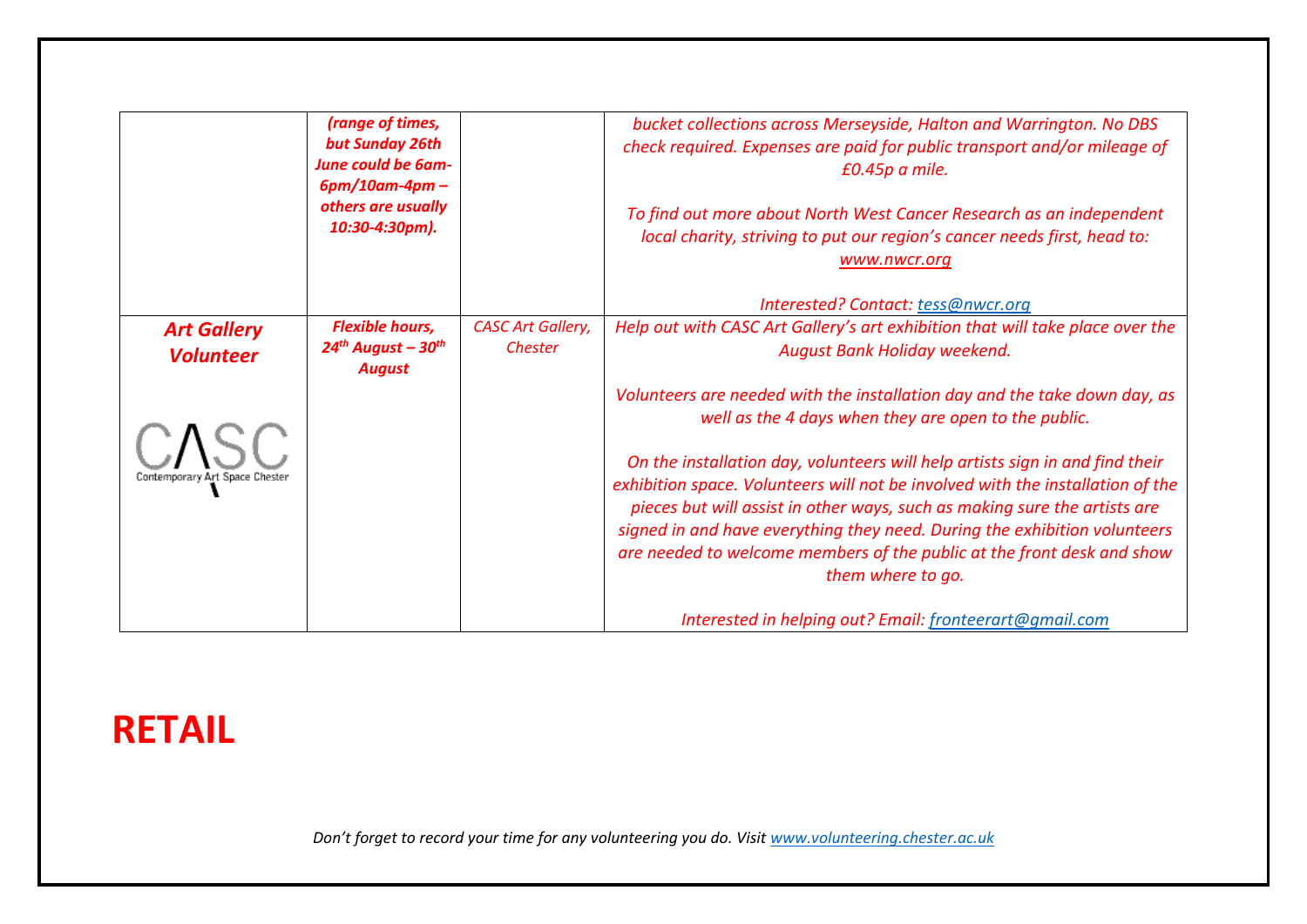| | | | |
|---|---|---|---|
| | ***(range of times, but Sunday 26th June could be 6am-6pm/10am-4pm – others are usually 10:30-4:30pm).*** | | *bucket collections across Merseyside, Halton and Warrington. No DBS check required. Expenses are paid for public transport and/or mileage of £0.45p a mile.* <br><br> *To find out more about North West Cancer Research as an independent local charity, striving to put our region's cancer needs first, head to: www.nwcr.org* <br><br> *Interested? Contact: tess@nwcr.org* |
| ***Art Gallery Volunteer*** <br><br> CASC Contemporary Art Space Chester | ***Flexible hours, 24th August – 30th August*** | *CASC Art Gallery, Chester* | *Help out with CASC Art Gallery's art exhibition that will take place over the August Bank Holiday weekend.* <br><br> *Volunteers are needed with the installation day and the take down day, as well as the 4 days when they are open to the public.* <br><br> *On the installation day, volunteers will help artists sign in and find their exhibition space. Volunteers will not be involved with the installation of the pieces but will assist in other ways, such as making sure the artists are signed in and have everything they need. During the exhibition volunteers are needed to welcome members of the public at the front desk and show them where to go.* <br><br> *Interested in helping out? Email: fronteerart@gmail.com* |

# RETAIL

*Don't forget to record your time for any volunteering you do. Visit www.volunteering.chester.ac.uk*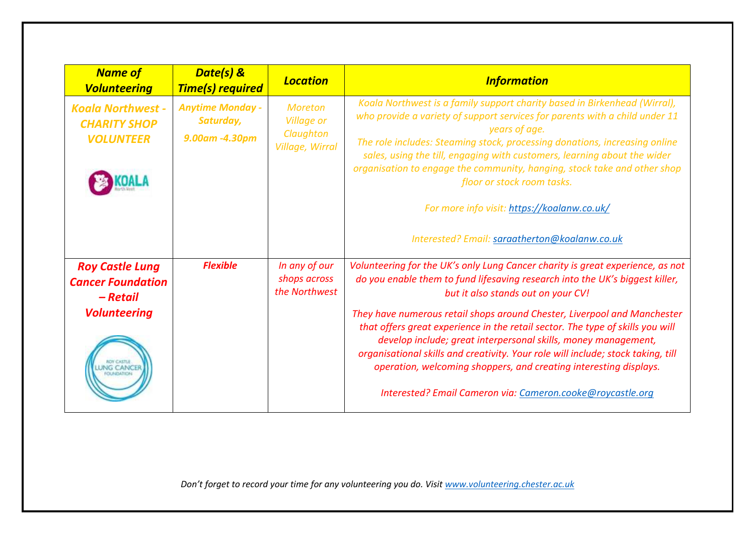| Name of Volunteering | Date(s) & Time(s) required | Location | Information |
|---|---|---|---|
| **Koala Northwest - CHARITY SHOP VOLUNTEER** | **Anytime Monday - Saturday, 9.00am -4.30pm** | Moreton Village or Claughton Village, Wirral | Koala Northwest is a family support charity based in Birkenhead (Wirral), who provide a variety of support services for parents with a child under 11 years of age. The role includes: Steaming stock, processing donations, increasing online sales, using the till, engaging with customers, learning about the wider organisation to engage the community, hanging, stock take and other shop floor or stock room tasks. For more info visit: https://koalanw.co.uk/ Interested? Email: saraatherton@koalanw.co.uk |
| **Roy Castle Lung Cancer Foundation – Retail Volunteering** | **Flexible** | In any of our shops across the Northwest | Volunteering for the UK's only Lung Cancer charity is great experience, as not do you enable them to fund lifesaving research into the UK's biggest killer, but it also stands out on your CV! They have numerous retail shops around Chester, Liverpool and Manchester that offers great experience in the retail sector. The type of skills you will develop include; great interpersonal skills, money management, organisational skills and creativity. Your role will include; stock taking, till operation, welcoming shoppers, and creating interesting displays. Interested? Email Cameron via: Cameron.cooke@roycastle.org |

*Don't forget to record your time for any volunteering you do. Visit www.volunteering.chester.ac.uk*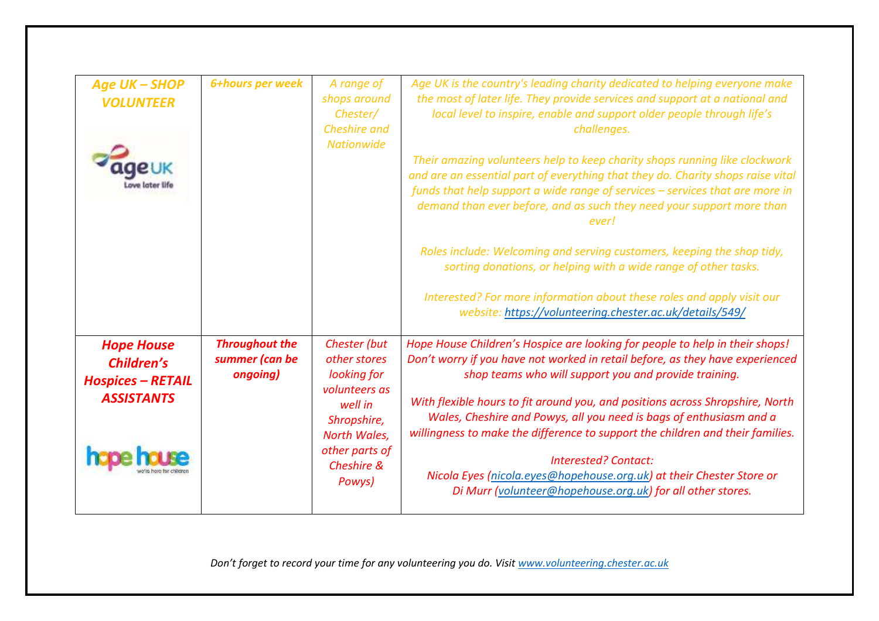| | | | |
|---|---|---|---|
| ***Age UK – SHOP VOLUNTEER*** | ***6+hours per week*** | *A range of shops around Chester/ Cheshire and Nationwide* | *Age UK is the country's leading charity dedicated to helping everyone make the most of later life. They provide services and support at a national and local level to inspire, enable and support older people through life's challenges.*<br><br>*Their amazing volunteers help to keep charity shops running like clockwork and are an essential part of everything that they do. Charity shops raise vital funds that help support a wide range of services – services that are more in demand than ever before, and as such they need your support more than ever!*<br><br>*Roles include: Welcoming and serving customers, keeping the shop tidy, sorting donations, or helping with a wide range of other tasks.*<br><br>*Interested? For more information about these roles and apply visit our website: https://volunteering.chester.ac.uk/details/549/* |
| ***Hope House Children's Hospices – RETAIL ASSISTANTS*** | ***Throughout the summer (can be ongoing)*** | *Chester (but other stores looking for volunteers as well in Shropshire, North Wales, other parts of Cheshire & Powys)* | *Hope House Children's Hospice are looking for people to help in their shops! Don't worry if you have not worked in retail before, as they have experienced shop teams who will support you and provide training.*<br><br>*With flexible hours to fit around you, and positions across Shropshire, North Wales, Cheshire and Powys, all you need is bags of enthusiasm and a willingness to make the difference to support the children and their families.*<br><br>*Interested? Contact:*<br>*Nicola Eyes (nicola.eyes@hopehouse.org.uk) at their Chester Store or Di Murr (volunteer@hopehouse.org.uk) for all other stores.* |

*Don't forget to record your time for any volunteering you do. Visit www.volunteering.chester.ac.uk*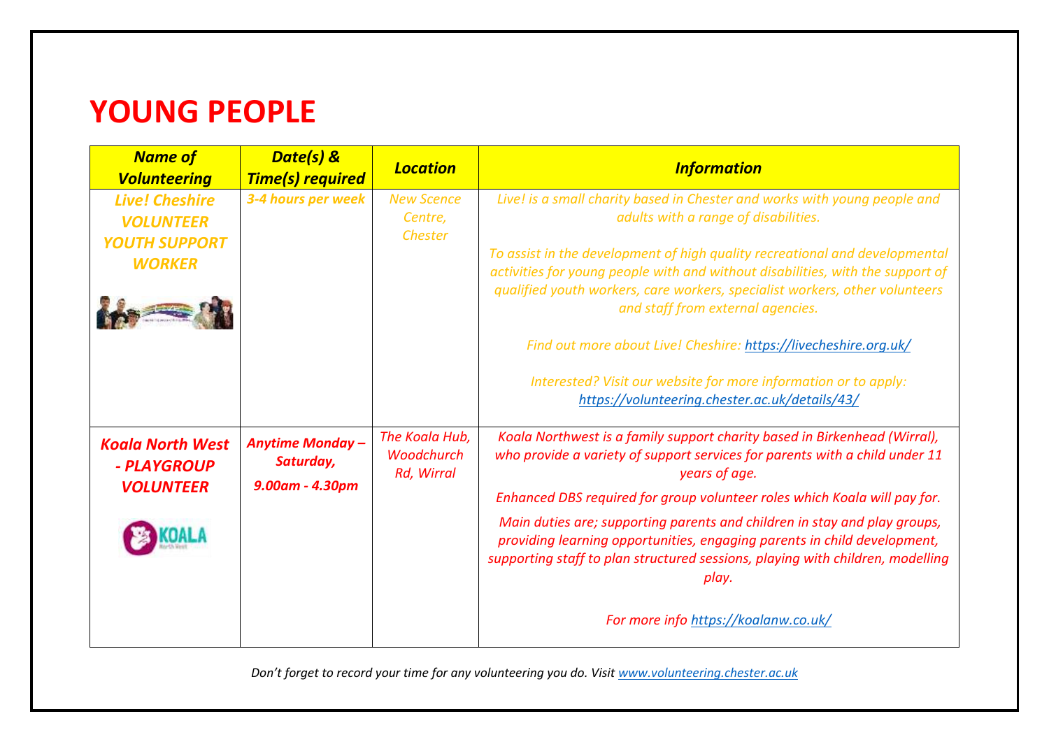# YOUNG PEOPLE

| Name of Volunteering | Date(s) & Time(s) required | Location | Information |
|---|---|---|---|
| ***Live! Cheshire VOLUNTEER YOUTH SUPPORT WORKER*** | ***3-4 hours per week*** | *New Scence Centre, Chester* | *Live! is a small charity based in Chester and works with young people and adults with a range of disabilities.*<br><br>*To assist in the development of high quality recreational and developmental activities for young people with and without disabilities, with the support of qualified youth workers, care workers, specialist workers, other volunteers and staff from external agencies.*<br><br>*Find out more about Live! Cheshire: https://livecheshire.org.uk/*<br><br>*Interested? Visit our website for more information or to apply: https://volunteering.chester.ac.uk/details/43/* |
| ***Koala North West - PLAYGROUP VOLUNTEER*** | ***Anytime Monday – Saturday, 9.00am - 4.30pm*** | *The Koala Hub, Woodchurch Rd, Wirral* | *Koala Northwest is a family support charity based in Birkenhead (Wirral), who provide a variety of support services for parents with a child under 11 years of age.*<br><br>*Enhanced DBS required for group volunteer roles which Koala will pay for.*<br><br>*Main duties are; supporting parents and children in stay and play groups, providing learning opportunities, engaging parents in child development, supporting staff to plan structured sessions, playing with children, modelling play.*<br><br>*For more info https://koalanw.co.uk/* |

*Don't forget to record your time for any volunteering you do. Visit www.volunteering.chester.ac.uk*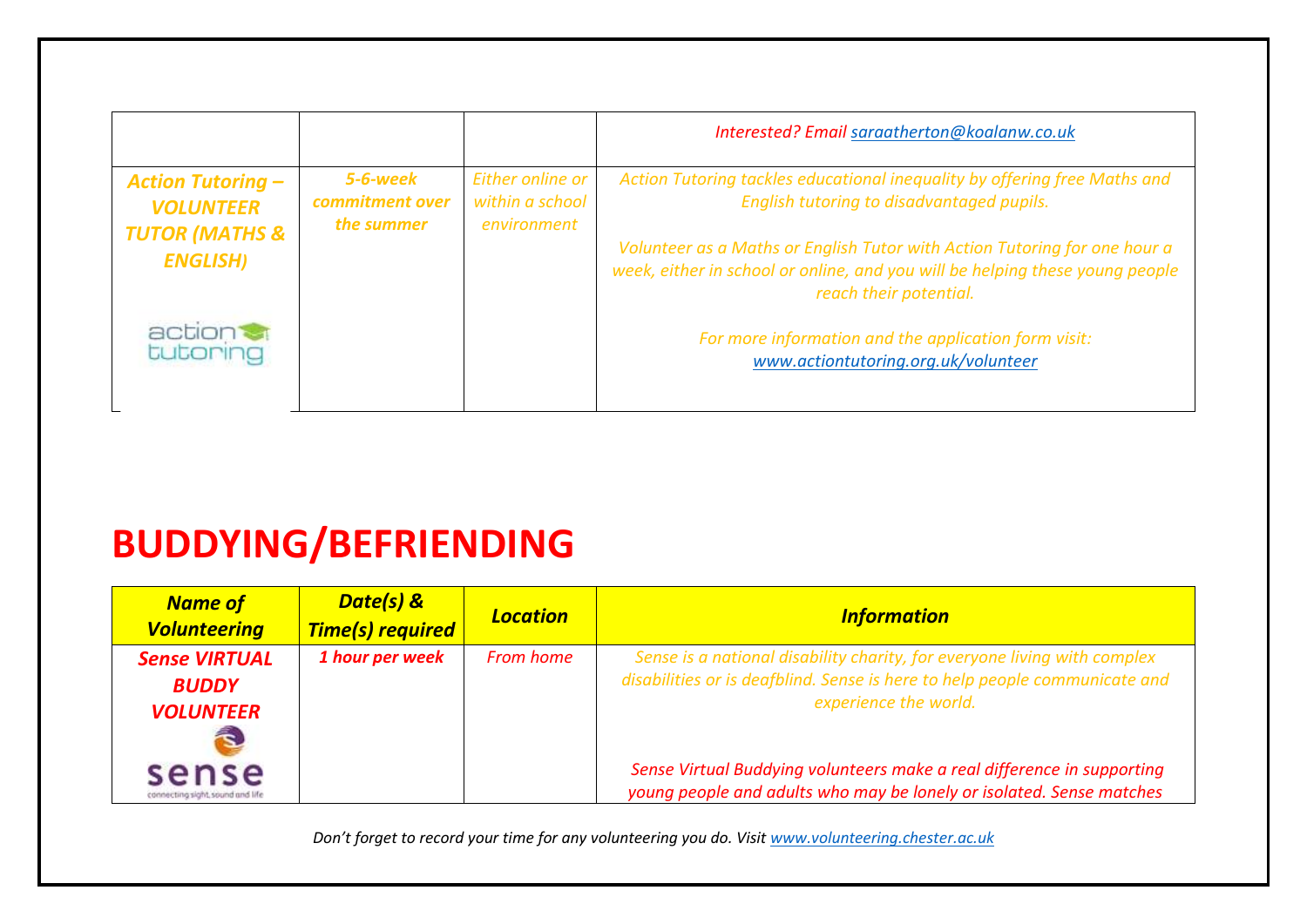| | | | |
|---|---|---|---|
| | | | *Interested? Email [saraatherton@koalanw.co.uk](mailto:saraatherton@koalanw.co.uk)* |
| ***Action Tutoring – VOLUNTEER TUTOR (MATHS & ENGLISH)*** action tutoring | ***5-6-week commitment over the summer*** | *Either online or within a school environment* | *Action Tutoring tackles educational inequality by offering free Maths and English tutoring to disadvantaged pupils.* <br><br> *Volunteer as a Maths or English Tutor with Action Tutoring for one hour a week, either in school or online, and you will be helping these young people reach their potential.* <br><br> *For more information and the application form visit: [www.actiontutoring.org.uk/volunteer](http://www.actiontutoring.org.uk/volunteer)* |

# BUDDYING/BEFRIENDING

| ***Name of Volunteering*** | ***Date(s) & Time(s) required*** | ***Location*** | ***Information*** |
|---|---|---|---|
| ***Sense VIRTUAL BUDDY VOLUNTEER*** sense connecting sight, sound and life | ***1 hour per week*** | *From home* | *Sense is a national disability charity, for everyone living with complex disabilities or is deafblind. Sense is here to help people communicate and experience the world.* <br><br> *Sense Virtual Buddying volunteers make a real difference in supporting young people and adults who may be lonely or isolated. Sense matches* |

*Don't forget to record your time for any volunteering you do. Visit [www.volunteering.chester.ac.uk](http://www.volunteering.chester.ac.uk)*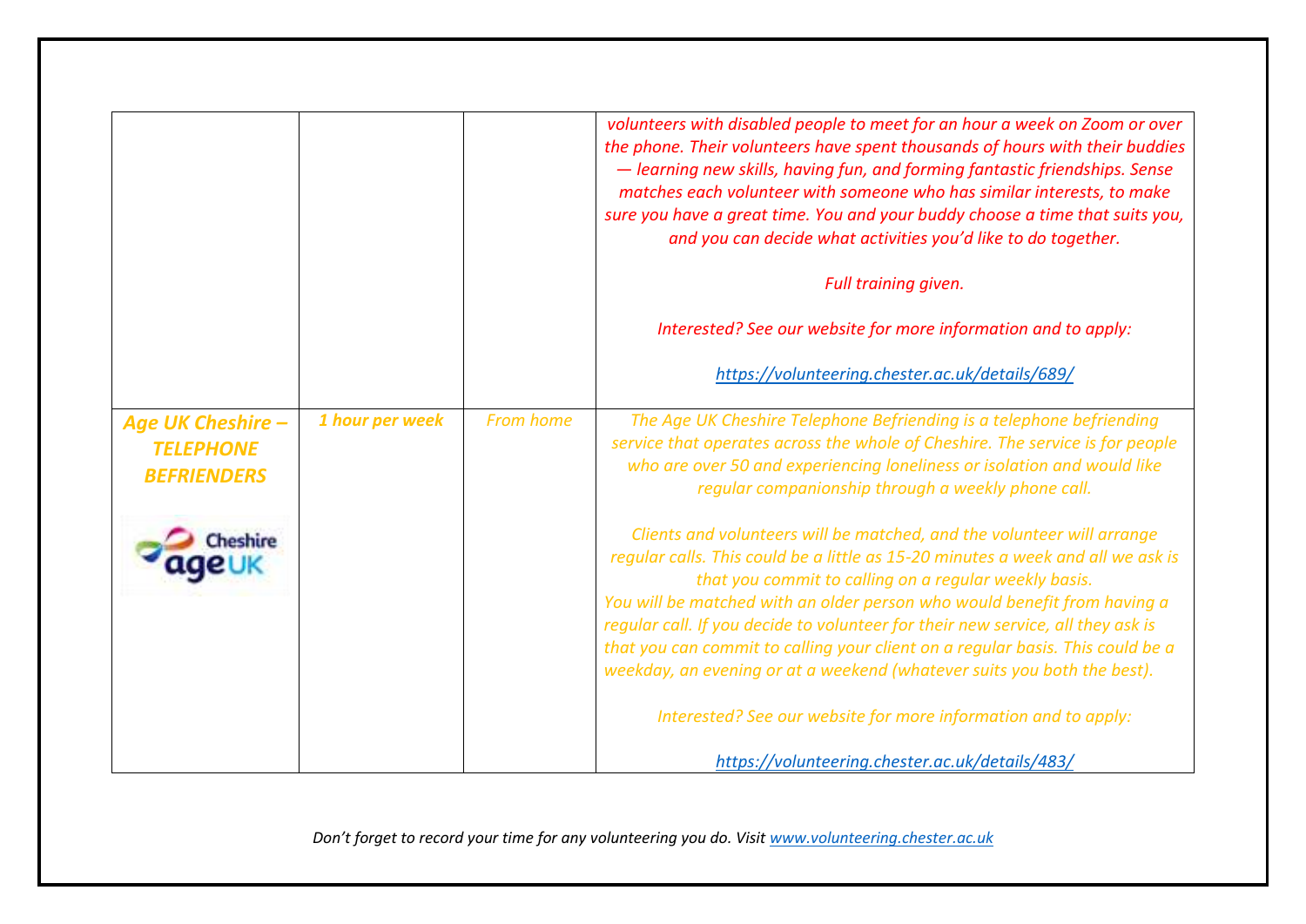| | | | |
|---|---|---|---|
| | | | *volunteers with disabled people to meet for an hour a week on Zoom or over the phone. Their volunteers have spent thousands of hours with their buddies — learning new skills, having fun, and forming fantastic friendships. Sense matches each volunteer with someone who has similar interests, to make sure you have a great time. You and your buddy choose a time that suits you, and you can decide what activities you'd like to do together.*<br><br>*Full training given.*<br><br>*Interested? See our website for more information and to apply:*<br><br>*https://volunteering.chester.ac.uk/details/689/* |
| ***Age UK Cheshire – TELEPHONE BEFRIENDERS*** | ***1 hour per week*** | *From home* | *The Age UK Cheshire Telephone Befriending is a telephone befriending service that operates across the whole of Cheshire. The service is for people who are over 50 and experiencing loneliness or isolation and would like regular companionship through a weekly phone call.*<br><br>*Clients and volunteers will be matched, and the volunteer will arrange regular calls. This could be a little as 15-20 minutes a week and all we ask is that you commit to calling on a regular weekly basis.*<br>*You will be matched with an older person who would benefit from having a regular call. If you decide to volunteer for their new service, all they ask is that you can commit to calling your client on a regular basis. This could be a weekday, an evening or at a weekend (whatever suits you both the best).*<br><br>*Interested? See our website for more information and to apply:*<br><br>*https://volunteering.chester.ac.uk/details/483/* |

*Don't forget to record your time for any volunteering you do. Visit www.volunteering.chester.ac.uk*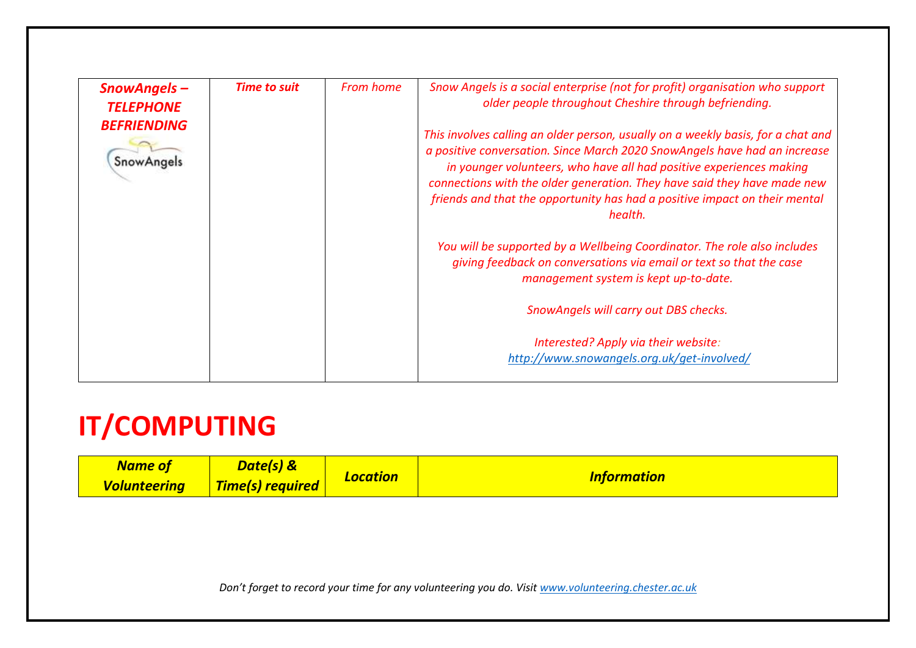| *SnowAngels – TELEPHONE BEFRIENDING* | *Time to suit* | *From home* | *Snow Angels is a social enterprise (not for profit) organisation who support older people throughout Cheshire through befriending.*<br><br>*This involves calling an older person, usually on a weekly basis, for a chat and a positive conversation. Since March 2020 SnowAngels have had an increase in younger volunteers, who have all had positive experiences making connections with the older generation. They have said they have made new friends and that the opportunity has had a positive impact on their mental health.*<br><br>*You will be supported by a Wellbeing Coordinator. The role also includes giving feedback on conversations via email or text so that the case management system is kept up-to-date.*<br><br>*SnowAngels will carry out DBS checks.*<br><br>*Interested? Apply via their website:* *http://www.snowangels.org.uk/get-involved/* |
|---|---|---|---|

# IT/COMPUTING

| ***Name of Volunteering*** | ***Date(s) & Time(s) required*** | ***Location*** | ***Information*** |
|---|---|---|---|

*Don't forget to record your time for any volunteering you do. Visit www.volunteering.chester.ac.uk*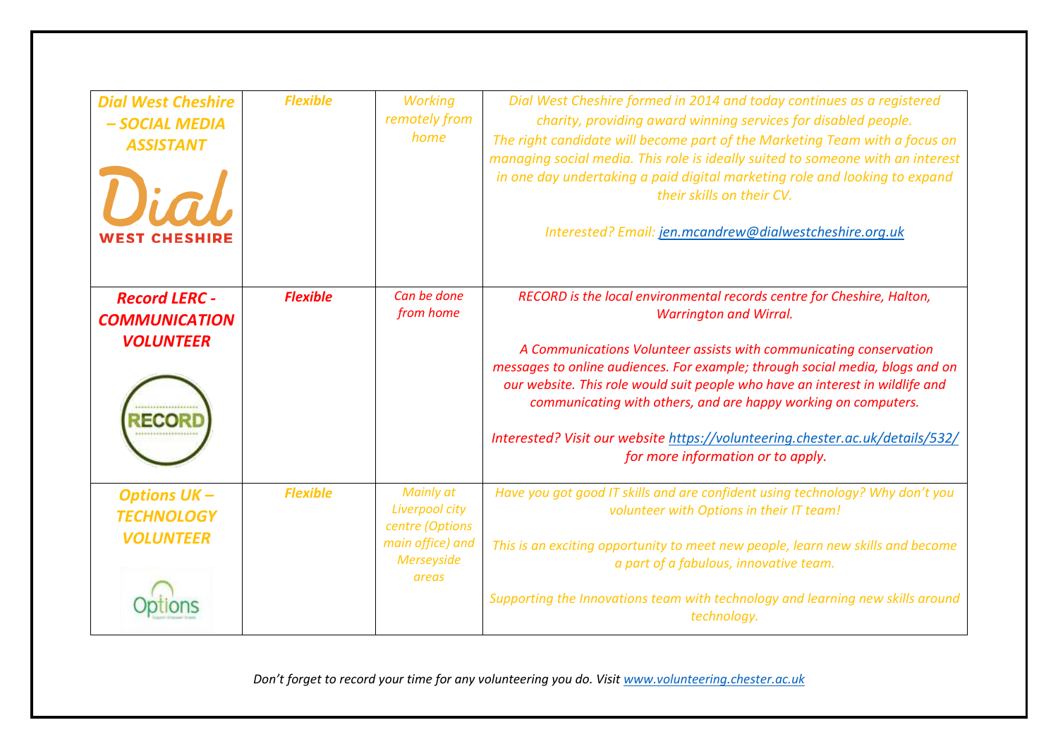| | | | |
|---|---|---|---|
| ***Dial West Cheshire – SOCIAL MEDIA ASSISTANT*** | ***Flexible*** | *Working remotely from home* | *Dial West Cheshire formed in 2014 and today continues as a registered charity, providing award winning services for disabled people.* <br> *The right candidate will become part of the Marketing Team with a focus on managing social media. This role is ideally suited to someone with an interest in one day undertaking a paid digital marketing role and looking to expand their skills on their CV.* <br><br> *Interested? Email: jen.mcandrew@dialwestcheshire.org.uk* |
| ***Record LERC - COMMUNICATION VOLUNTEER*** | ***Flexible*** | *Can be done from home* | *RECORD is the local environmental records centre for Cheshire, Halton, Warrington and Wirral.* <br><br> *A Communications Volunteer assists with communicating conservation messages to online audiences. For example; through social media, blogs and on our website. This role would suit people who have an interest in wildlife and communicating with others, and are happy working on computers.* <br><br> *Interested? Visit our website https://volunteering.chester.ac.uk/details/532/ for more information or to apply.* |
| ***Options UK – TECHNOLOGY VOLUNTEER*** | ***Flexible*** | *Mainly at Liverpool city centre (Options main office) and Merseyside areas* | *Have you got good IT skills and are confident using technology? Why don't you volunteer with Options in their IT team!* <br><br> *This is an exciting opportunity to meet new people, learn new skills and become a part of a fabulous, innovative team.* <br><br> *Supporting the Innovations team with technology and learning new skills around technology.* |

*Don't forget to record your time for any volunteering you do. Visit www.volunteering.chester.ac.uk*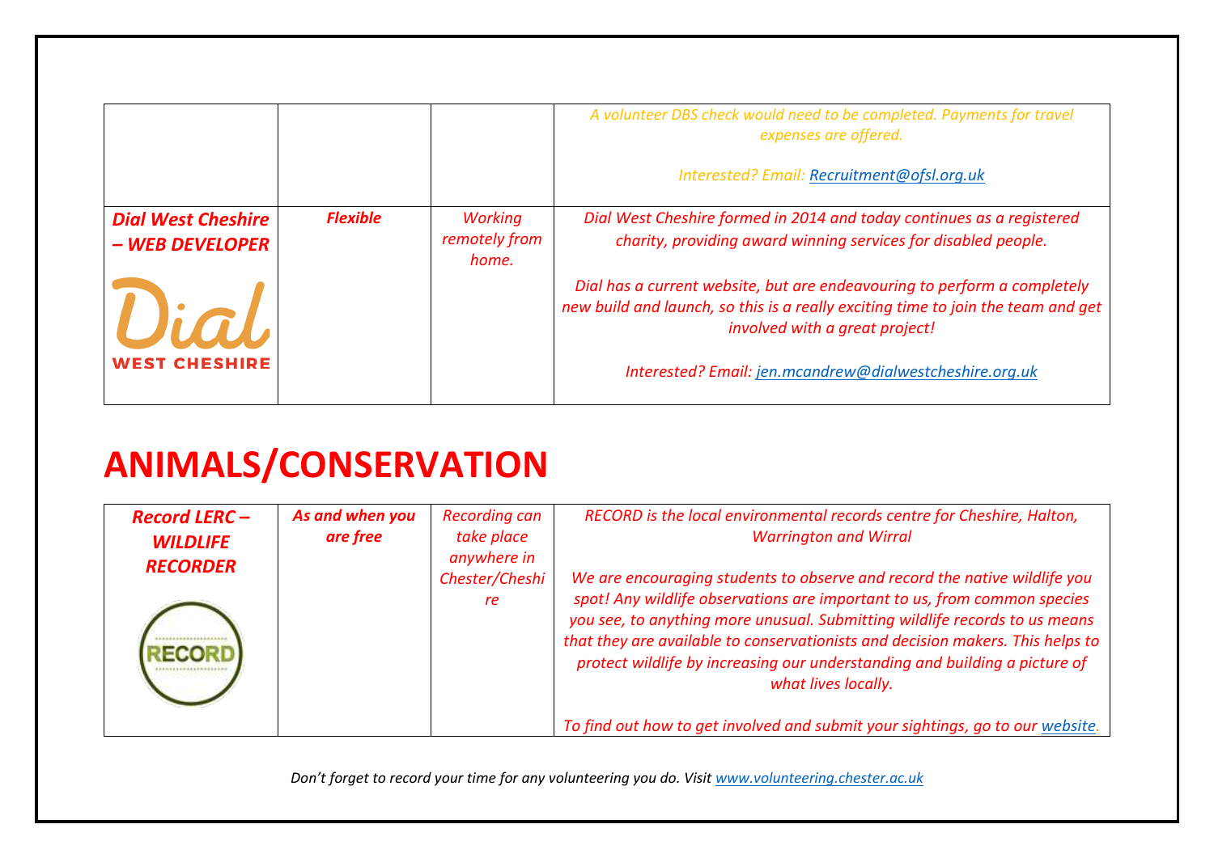| | | | |
|---|---|---|---|
| | | | *A volunteer DBS check would need to be completed. Payments for travel expenses are offered.*<br><br>*Interested? Email: [Recruitment@ofsl.org.uk](mailto:Recruitment@ofsl.org.uk)* |
| ***Dial West Cheshire – WEB DEVELOPER*** | ***Flexible*** | *Working remotely from home.* | *Dial West Cheshire formed in 2014 and today continues as a registered charity, providing award winning services for disabled people.*<br><br>*Dial has a current website, but are endeavouring to perform a completely new build and launch, so this is a really exciting time to join the team and get involved with a great project!*<br><br>*Interested? Email: [jen.mcandrew@dialwestcheshire.org.uk](mailto:jen.mcandrew@dialwestcheshire.org.uk)* |

# ANIMALS/CONSERVATION

| | | | |
|---|---|---|---|
| ***Record LERC – WILDLIFE RECORDER*** | ***As and when you are free*** | *Recording can take place anywhere in Chester/Cheshire* | *RECORD is the local environmental records centre for Cheshire, Halton, Warrington and Wirral*<br><br>*We are encouraging students to observe and record the native wildlife you spot! Any wildlife observations are important to us, from common species you see, to anything more unusual. Submitting wildlife records to us means that they are available to conservationists and decision makers. This helps to protect wildlife by increasing our understanding and building a picture of what lives locally.*<br><br>*To find out how to get involved and submit your sightings, go to our website.* |

*Don't forget to record your time for any volunteering you do. Visit [www.volunteering.chester.ac.uk](http://www.volunteering.chester.ac.uk)*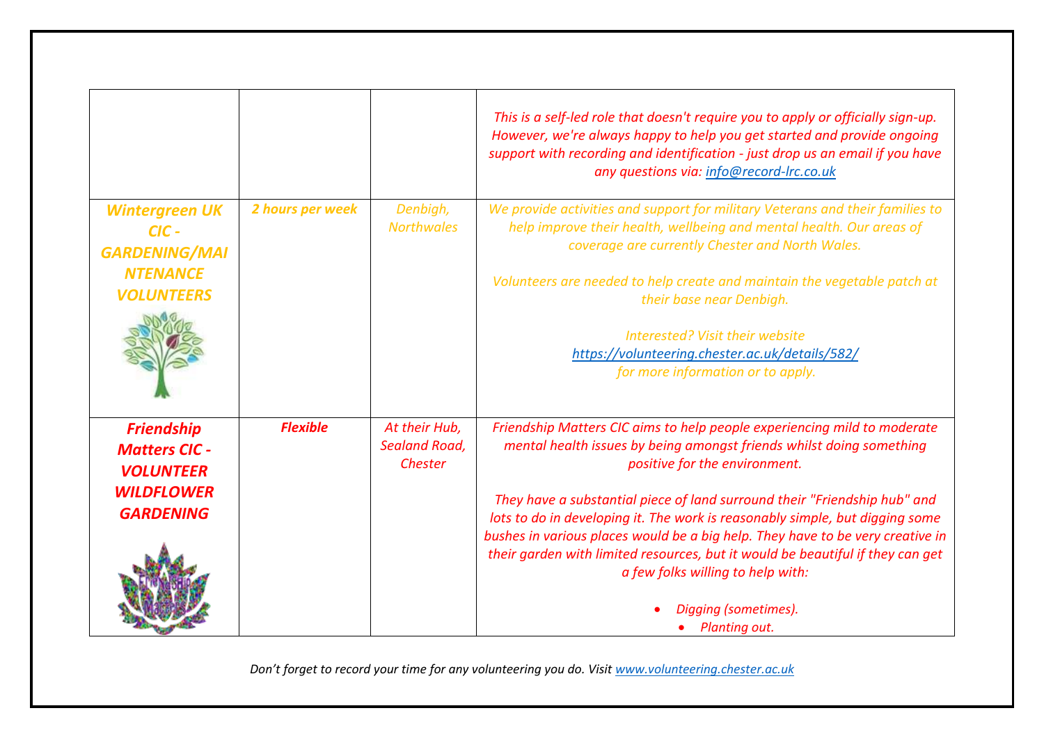| | | | |
|---|---|---|---|
| | | | *This is a self-led role that doesn't require you to apply or officially sign-up. However, we're always happy to help you get started and provide ongoing support with recording and identification - just drop us an email if you have any questions via: [info@record-lrc.co.uk](mailto:info@record-lrc.co.uk)* |
| ***Wintergreen UK CIC - GARDENING/MAINTENANCE VOLUNTEERS*** | ***2 hours per week*** | *Denbigh, Northwales* | *We provide activities and support for military Veterans and their families to help improve their health, wellbeing and mental health. Our areas of coverage are currently Chester and North Wales.*<br><br>*Volunteers are needed to help create and maintain the vegetable patch at their base near Denbigh.*<br><br>*Interested? Visit their website [https://volunteering.chester.ac.uk/details/582/](https://volunteering.chester.ac.uk/details/582/) for more information or to apply.* |
| ***Friendship Matters CIC - VOLUNTEER WILDFLOWER GARDENING*** | ***Flexible*** | *At their Hub, Sealand Road, Chester* | *Friendship Matters CIC aims to help people experiencing mild to moderate mental health issues by being amongst friends whilst doing something positive for the environment.*<br><br>*They have a substantial piece of land surround their "Friendship hub" and lots to do in developing it. The work is reasonably simple, but digging some bushes in various places would be a big help. They have to be very creative in their garden with limited resources, but it would be beautiful if they can get a few folks willing to help with:*<br><br>• *Digging (sometimes).*<br>• *Planting out.* |

*Don't forget to record your time for any volunteering you do. Visit [www.volunteering.chester.ac.uk](http://www.volunteering.chester.ac.uk)*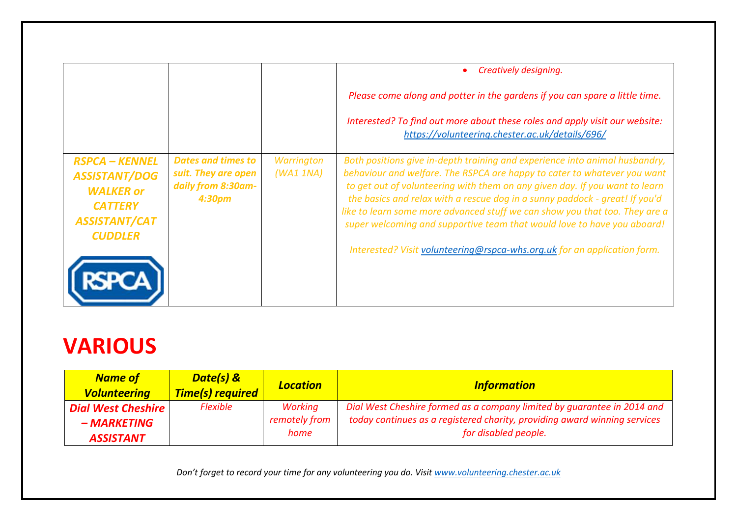| | | | • *Creatively designing.*<br><br>*Please come along and potter in the gardens if you can spare a little time.*<br><br>*Interested? To find out more about these roles and apply visit our website:* *https://volunteering.chester.ac.uk/details/696/* |
|---|---|---|---|
| ***RSPCA – KENNEL ASSISTANT/DOG WALKER or CATTERY ASSISTANT/CAT CUDDLER*** | ***Dates and times to suit. They are open daily from 8:30am-4:30pm*** | *Warrington (WA1 1NA)* | *Both positions give in-depth training and experience into animal husbandry, behaviour and welfare. The RSPCA are happy to cater to whatever you want to get out of volunteering with them on any given day. If you want to learn the basics and relax with a rescue dog in a sunny paddock - great! If you'd like to learn some more advanced stuff we can show you that too. They are a super welcoming and supportive team that would love to have you aboard!*<br><br>*Interested? Visit volunteering@rspca-whs.org.uk for an application form.* |

# VARIOUS

| ***Name of Volunteering*** | ***Date(s) & Time(s) required*** | ***Location*** | ***Information*** |
|---|---|---|---|
| ***Dial West Cheshire – MARKETING ASSISTANT*** | *Flexible* | *Working remotely from home* | *Dial West Cheshire formed as a company limited by guarantee in 2014 and today continues as a registered charity, providing award winning services for disabled people.* |

*Don't forget to record your time for any volunteering you do. Visit www.volunteering.chester.ac.uk*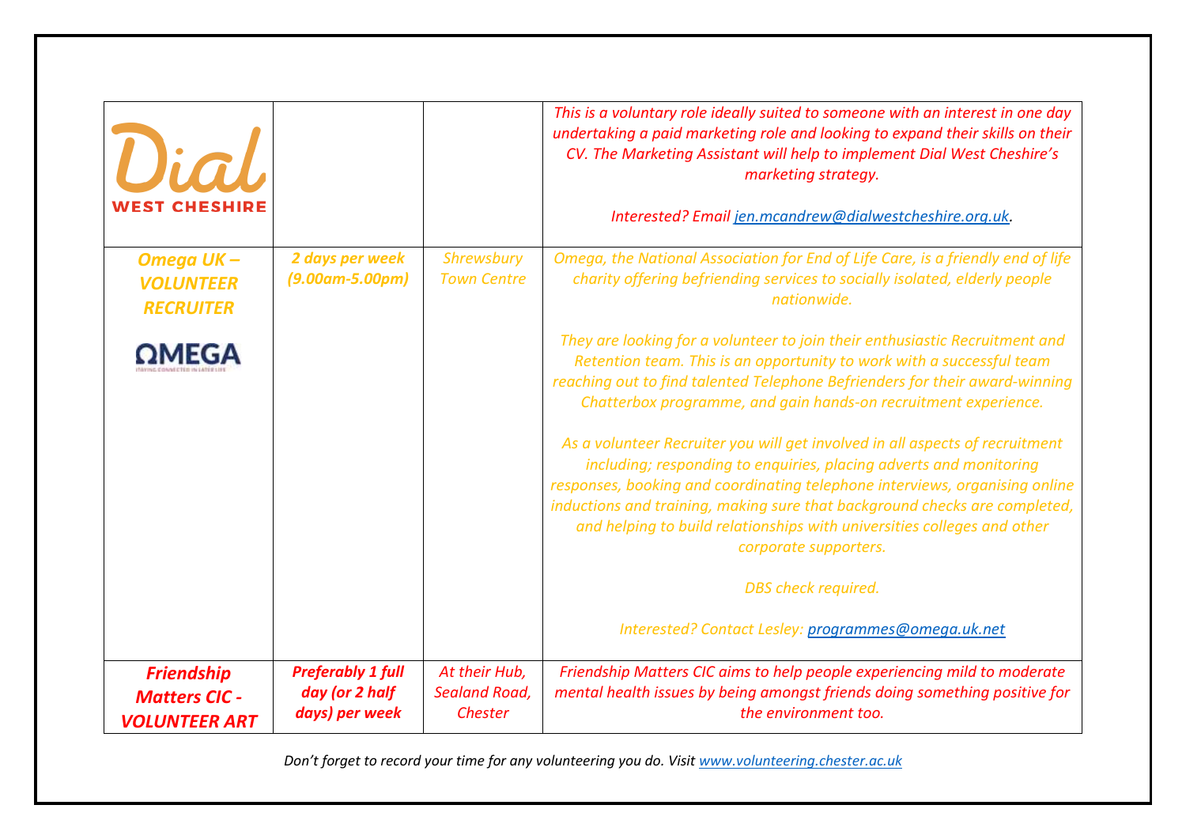| | | | |
|---|---|---|---|
| Dial WEST CHESHIRE | | | *This is a voluntary role ideally suited to someone with an interest in one day undertaking a paid marketing role and looking to expand their skills on their CV. The Marketing Assistant will help to implement Dial West Cheshire's marketing strategy.*<br><br>*Interested? Email [jen.mcandrew@dialwestcheshire.org.uk](mailto:jen.mcandrew@dialwestcheshire.org.uk).* |
| ***Omega UK – VOLUNTEER RECRUITER***<br><br>ΩMEGA<br>STAYING CONNECTED IN LATER LIFE | ***2 days per week (9.00am-5.00pm)*** | *Shrewsbury Town Centre* | *Omega, the National Association for End of Life Care, is a friendly end of life charity offering befriending services to socially isolated, elderly people nationwide.*<br><br>*They are looking for a volunteer to join their enthusiastic Recruitment and Retention team. This is an opportunity to work with a successful team reaching out to find talented Telephone Befrienders for their award-winning Chatterbox programme, and gain hands-on recruitment experience.*<br><br>*As a volunteer Recruiter you will get involved in all aspects of recruitment including; responding to enquiries, placing adverts and monitoring responses, booking and coordinating telephone interviews, organising online inductions and training, making sure that background checks are completed, and helping to build relationships with universities colleges and other corporate supporters.*<br><br>*DBS check required.*<br><br>*Interested? Contact Lesley: [programmes@omega.uk.net](mailto:programmes@omega.uk.net)* |
| ***Friendship Matters CIC - VOLUNTEER ART*** | ***Preferably 1 full day (or 2 half days) per week*** | *At their Hub, Sealand Road, Chester* | *Friendship Matters CIC aims to help people experiencing mild to moderate mental health issues by being amongst friends doing something positive for the environment too.* |

*Don't forget to record your time for any volunteering you do. Visit [www.volunteering.chester.ac.uk](http://www.volunteering.chester.ac.uk)*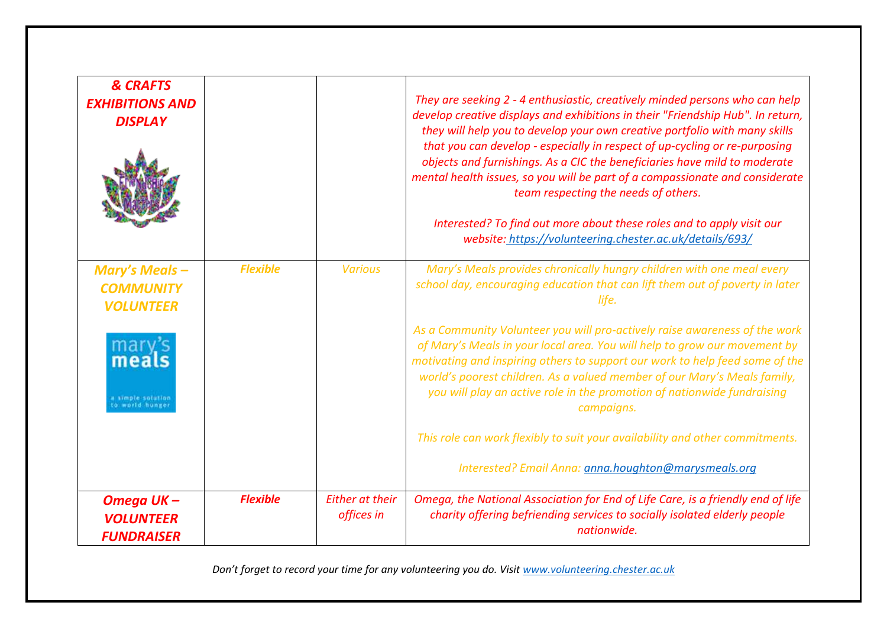| | | | |
|---|---|---|---|
| ***& CRAFTS EXHIBITIONS AND DISPLAY*** | | | *They are seeking 2 - 4 enthusiastic, creatively minded persons who can help develop creative displays and exhibitions in their "Friendship Hub". In return, they will help you to develop your own creative portfolio with many skills that you can develop - especially in respect of up-cycling or re-purposing objects and furnishings. As a CIC the beneficiaries have mild to moderate mental health issues, so you will be part of a compassionate and considerate team respecting the needs of others.*<br><br>*Interested? To find out more about these roles and to apply visit our website: https://volunteering.chester.ac.uk/details/693/* |
| ***Mary's Meals – COMMUNITY VOLUNTEER*** | ***Flexible*** | *Various* | *Mary's Meals provides chronically hungry children with one meal every school day, encouraging education that can lift them out of poverty in later life.*<br><br>*As a Community Volunteer you will pro-actively raise awareness of the work of Mary's Meals in your local area. You will help to grow our movement by motivating and inspiring others to support our work to help feed some of the world's poorest children. As a valued member of our Mary's Meals family, you will play an active role in the promotion of nationwide fundraising campaigns.*<br><br>*This role can work flexibly to suit your availability and other commitments.*<br><br>*Interested? Email Anna: anna.houghton@marysmeals.org* |
| ***Omega UK – VOLUNTEER FUNDRAISER*** | ***Flexible*** | *Either at their offices in* | *Omega, the National Association for End of Life Care, is a friendly end of life charity offering befriending services to socially isolated elderly people nationwide.* |

*Don't forget to record your time for any volunteering you do. Visit www.volunteering.chester.ac.uk*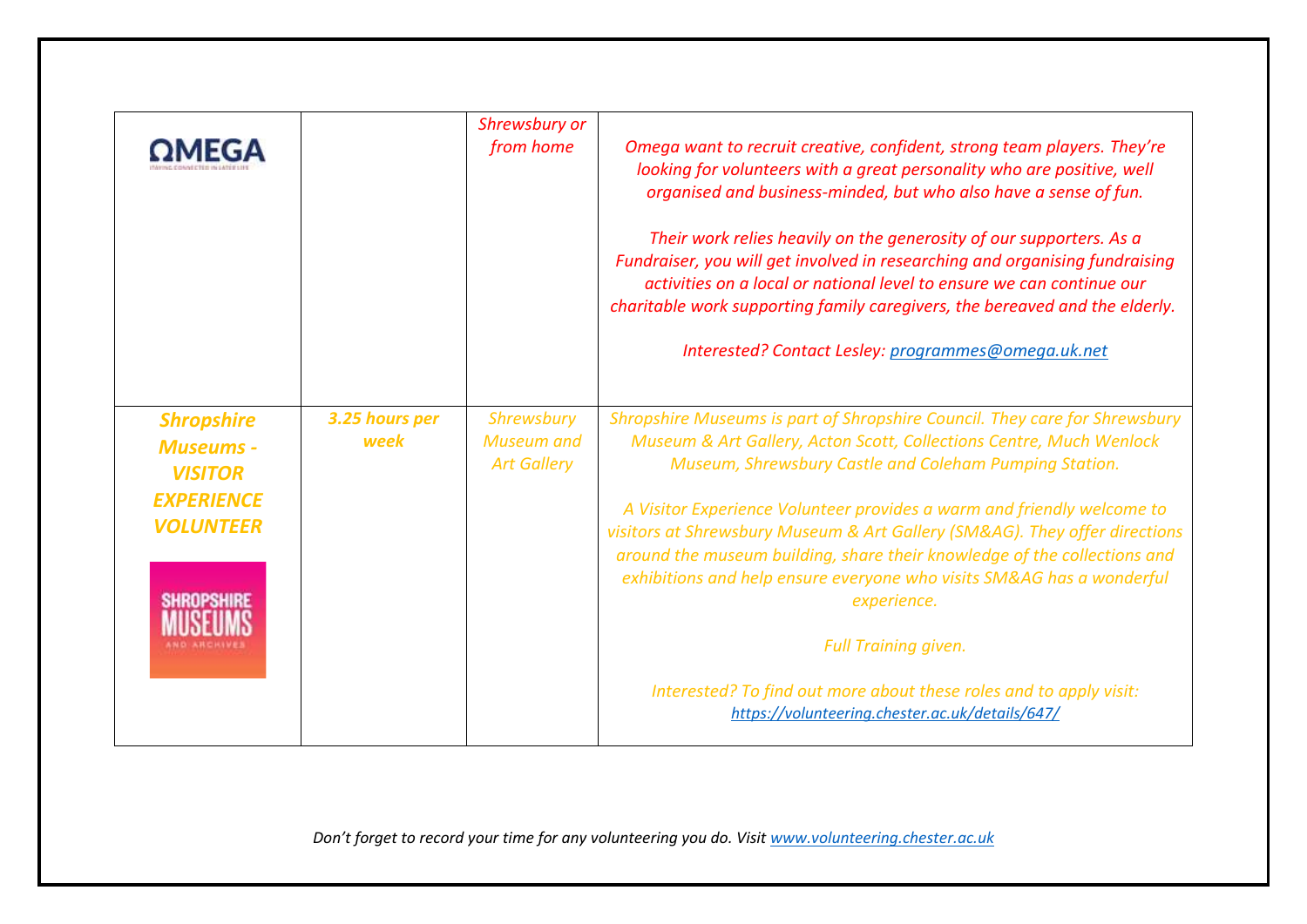| | | | |
|---|---|---|---|
| ΩMEGA | | *Shrewsbury or from home* | *Omega want to recruit creative, confident, strong team players. They're looking for volunteers with a great personality who are positive, well organised and business-minded, but who also have a sense of fun.*<br><br>*Their work relies heavily on the generosity of our supporters. As a Fundraiser, you will get involved in researching and organising fundraising activities on a local or national level to ensure we can continue our charitable work supporting family caregivers, the bereaved and the elderly.*<br><br>*Interested? Contact Lesley: [programmes@omega.uk.net](mailto:programmes@omega.uk.net)* |
| ***Shropshire Museums - VISITOR EXPERIENCE VOLUNTEER*** | ***3.25 hours per week*** | *Shrewsbury Museum and Art Gallery* | *Shropshire Museums is part of Shropshire Council. They care for Shrewsbury Museum & Art Gallery, Acton Scott, Collections Centre, Much Wenlock Museum, Shrewsbury Castle and Coleham Pumping Station.*<br><br>*A Visitor Experience Volunteer provides a warm and friendly welcome to visitors at Shrewsbury Museum & Art Gallery (SM&AG). They offer directions around the museum building, share their knowledge of the collections and exhibitions and help ensure everyone who visits SM&AG has a wonderful experience.*<br><br>*Full Training given.*<br><br>*Interested? To find out more about these roles and to apply visit: [https://volunteering.chester.ac.uk/details/647/](https://volunteering.chester.ac.uk/details/647/)* |

*Don't forget to record your time for any volunteering you do. Visit [www.volunteering.chester.ac.uk](http://www.volunteering.chester.ac.uk)*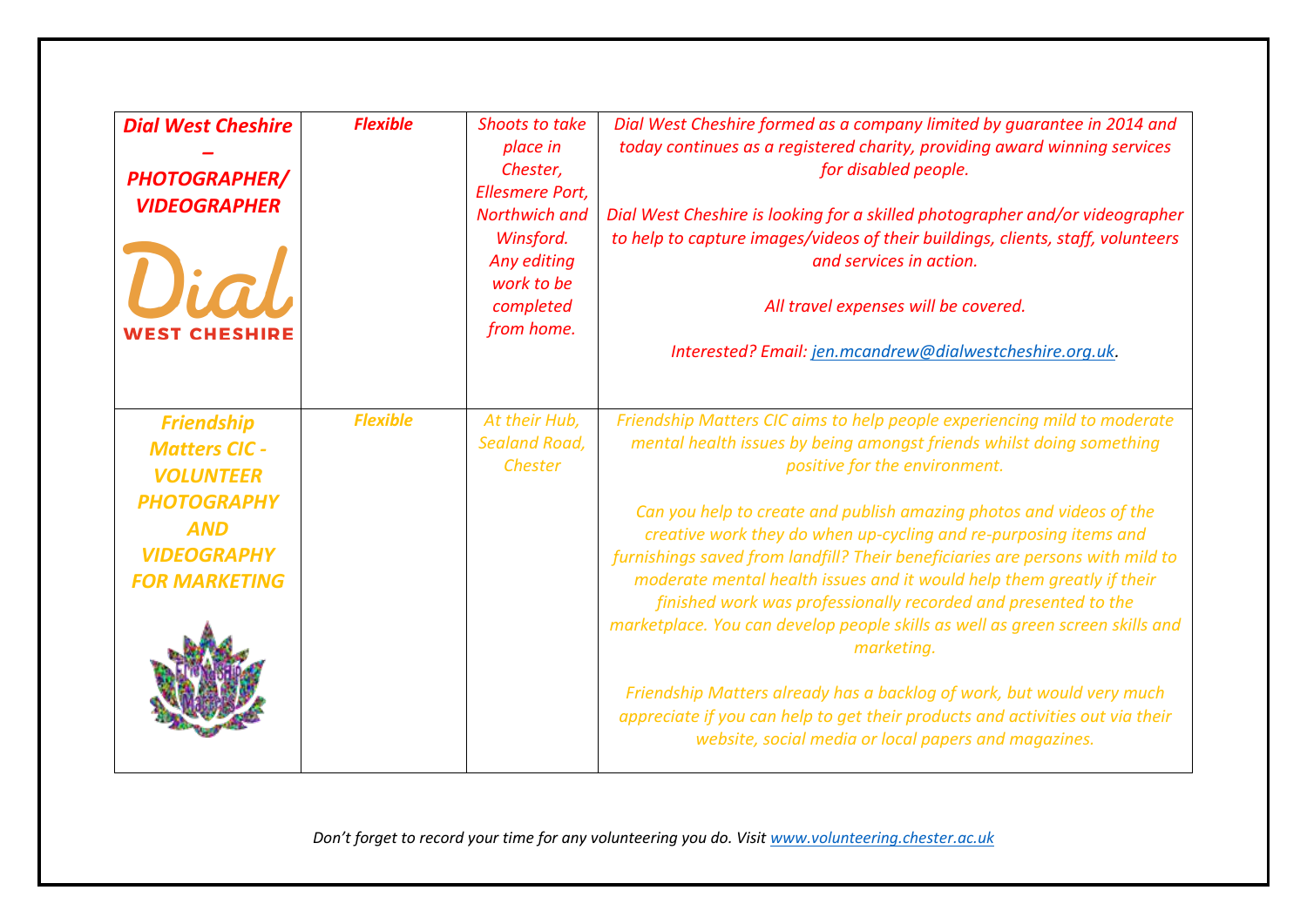| | | | |
|---|---|---|---|
| ***Dial West Cheshire – PHOTOGRAPHER/ VIDEOGRAPHER*** | ***Flexible*** | *Shoots to take place in Chester, Ellesmere Port, Northwich and Winsford. Any editing work to be completed from home.* | *Dial West Cheshire formed as a company limited by guarantee in 2014 and today continues as a registered charity, providing award winning services for disabled people.*<br><br>*Dial West Cheshire is looking for a skilled photographer and/or videographer to help to capture images/videos of their buildings, clients, staff, volunteers and services in action.*<br><br>*All travel expenses will be covered.*<br><br>*Interested? Email: jen.mcandrew@dialwestcheshire.org.uk.* |
| ***Friendship Matters CIC - VOLUNTEER PHOTOGRAPHY AND VIDEOGRAPHY FOR MARKETING*** | ***Flexible*** | *At their Hub, Sealand Road, Chester* | *Friendship Matters CIC aims to help people experiencing mild to moderate mental health issues by being amongst friends whilst doing something positive for the environment.*<br><br>*Can you help to create and publish amazing photos and videos of the creative work they do when up-cycling and re-purposing items and furnishings saved from landfill? Their beneficiaries are persons with mild to moderate mental health issues and it would help them greatly if their finished work was professionally recorded and presented to the marketplace. You can develop people skills as well as green screen skills and marketing.*<br><br>*Friendship Matters already has a backlog of work, but would very much appreciate if you can help to get their products and activities out via their website, social media or local papers and magazines.* |

*Don't forget to record your time for any volunteering you do. Visit www.volunteering.chester.ac.uk*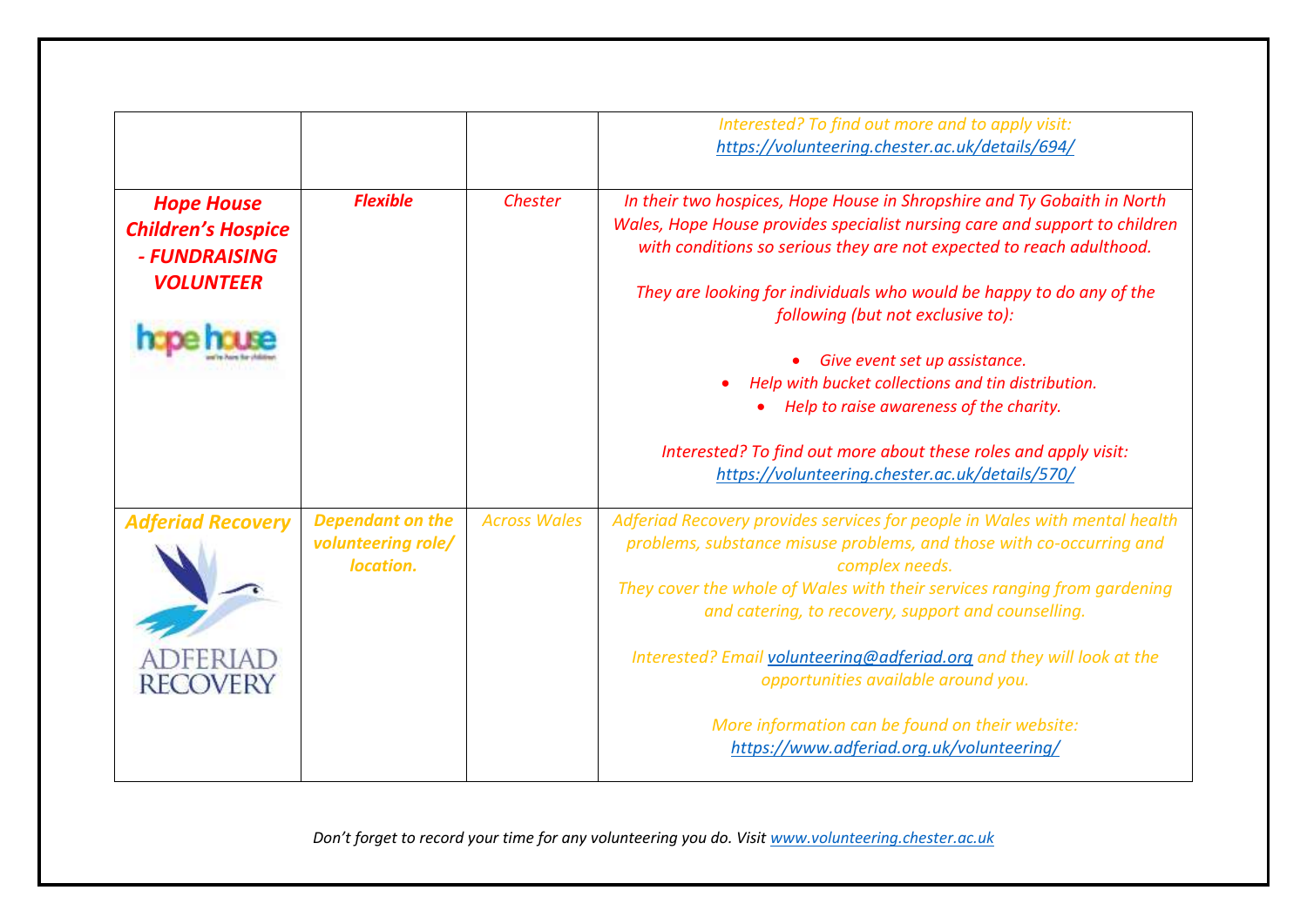| | | | |
|---|---|---|---|
| | | | *Interested? To find out more and to apply visit:* *https://volunteering.chester.ac.uk/details/694/* |
| ***Hope House Children's Hospice - FUNDRAISING VOLUNTEER*** | ***Flexible*** | *Chester* | *In their two hospices, Hope House in Shropshire and Ty Gobaith in North Wales, Hope House provides specialist nursing care and support to children with conditions so serious they are not expected to reach adulthood.* <br><br> *They are looking for individuals who would be happy to do any of the following (but not exclusive to):* <br>• *Give event set up assistance.* <br>• *Help with bucket collections and tin distribution.* <br>• *Help to raise awareness of the charity.* <br><br> *Interested? To find out more about these roles and apply visit:* *https://volunteering.chester.ac.uk/details/570/* |
| ***Adferiad Recovery*** | ***Dependant on the volunteering role/ location.*** | *Across Wales* | *Adferiad Recovery provides services for people in Wales with mental health problems, substance misuse problems, and those with co-occurring and complex needs.* <br> *They cover the whole of Wales with their services ranging from gardening and catering, to recovery, support and counselling.* <br><br> *Interested? Email volunteering@adferiad.org and they will look at the opportunities available around you.* <br><br> *More information can be found on their website:* *https://www.adferiad.org.uk/volunteering/* |

*Don't forget to record your time for any volunteering you do. Visit www.volunteering.chester.ac.uk*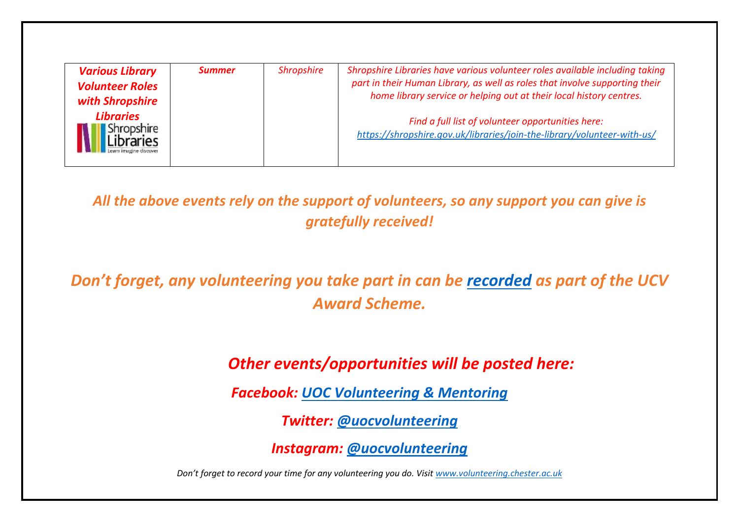| *Various Library Volunteer Roles with Shropshire Libraries* | *Summer* | *Shropshire* | *Shropshire Libraries have various volunteer roles available including taking part in their Human Library, as well as roles that involve supporting their home library service or helping out at their local history centres.* <br><br> *Find a full list of volunteer opportunities here: https://shropshire.gov.uk/libraries/join-the-library/volunteer-with-us/* |
|---|---|---|---|

***All the above events rely on the support of volunteers, so any support you can give is gratefully received!***

***Don't forget, any volunteering you take part in can be recorded as part of the UCV Award Scheme.***

***Other events/opportunities will be posted here:***

***Facebook: UOC Volunteering & Mentoring***

***Twitter: @uocvolunteering***

***Instagram: @uocvolunteering***

*Don't forget to record your time for any volunteering you do. Visit www.volunteering.chester.ac.uk*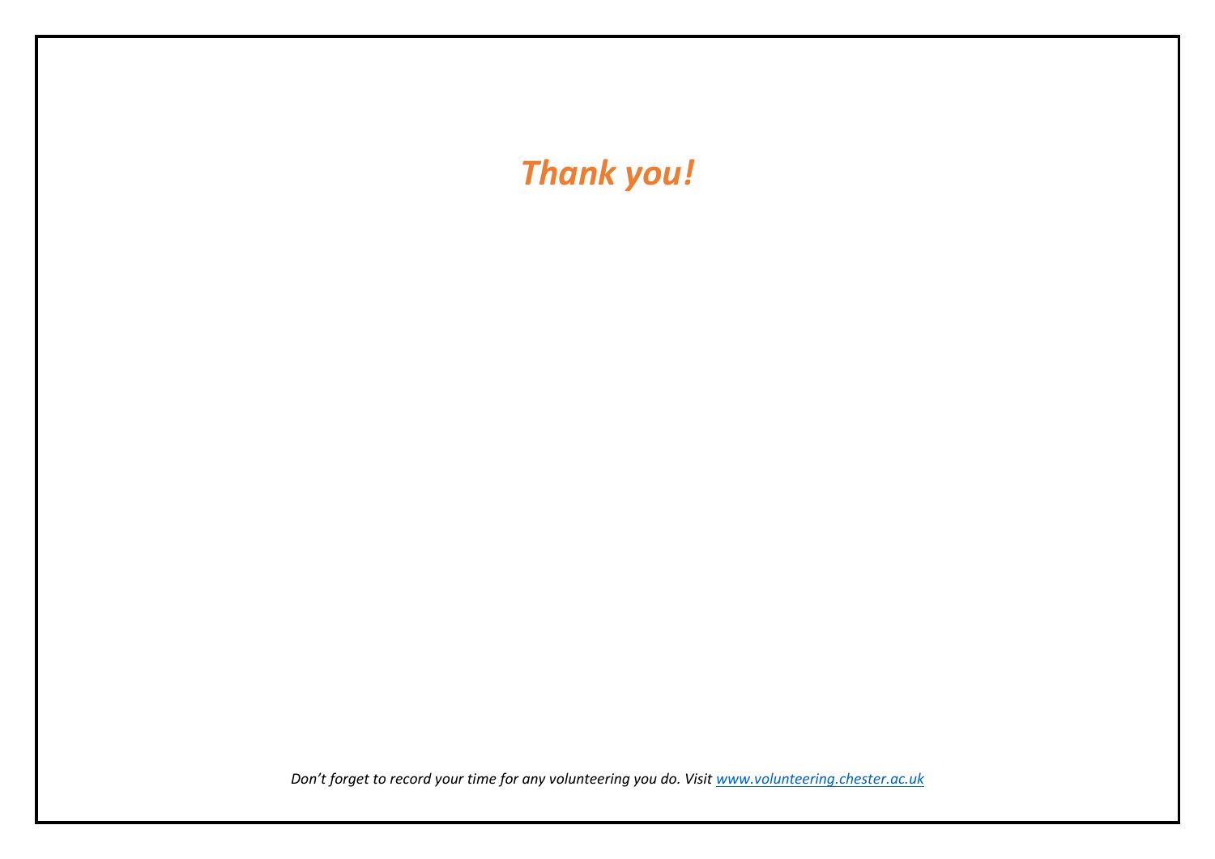# *Thank you!*

*Don't forget to record your time for any volunteering you do. Visit [www.volunteering.chester.ac.uk](http://www.volunteering.chester.ac.uk)*